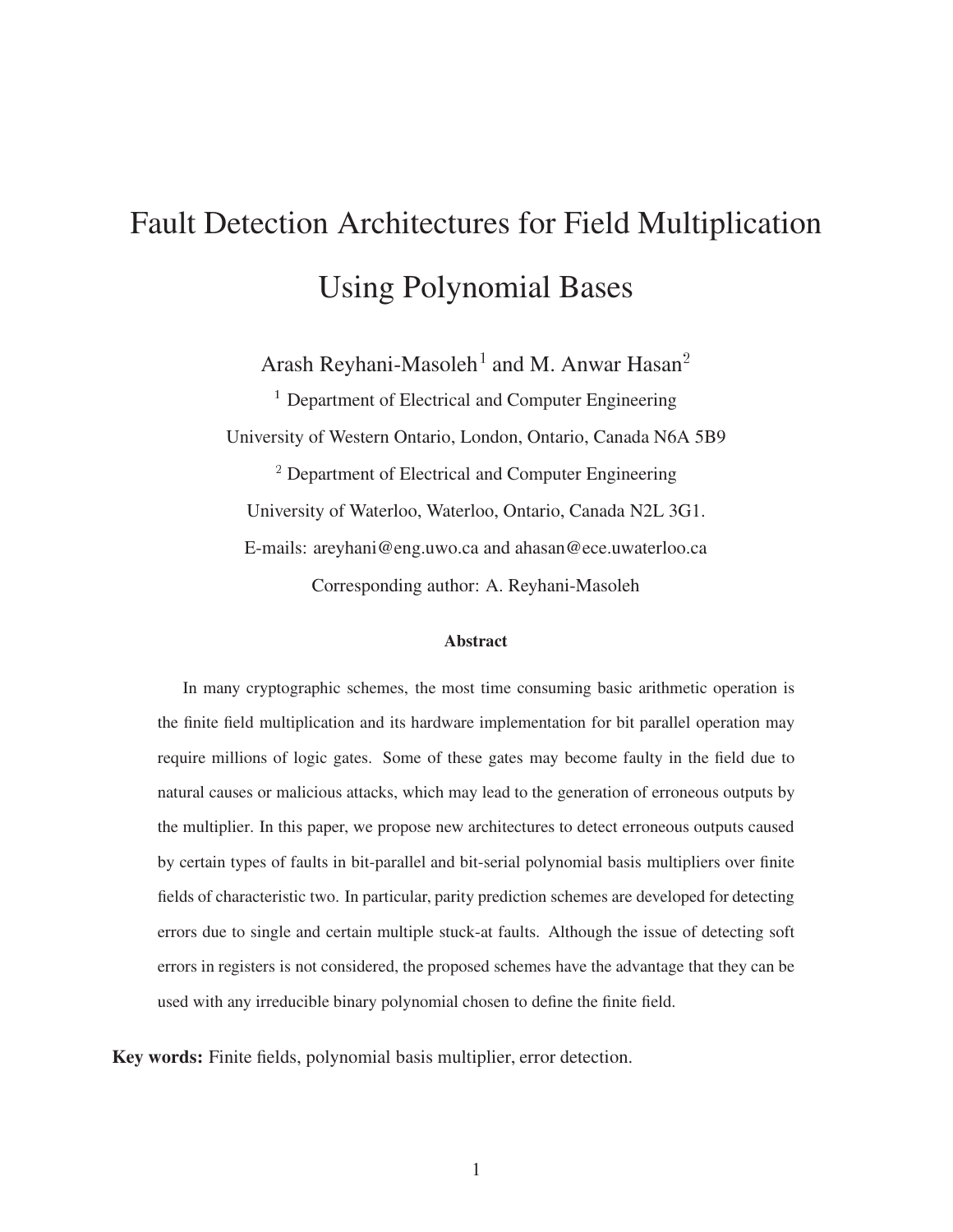# Fault Detection Architectures for Field Multiplication Using Polynomial Bases

Arash Reyhani-Masoleh[1] and M. Anwar Hasan[2]

[1] Department of Electrical and Computer Engineering

University of Western Ontario, London, Ontario, Canada N6A 5B9

[2] Department of Electrical and Computer Engineering

University of Waterloo, Waterloo, Ontario, Canada N2L 3G1.

E-mails: areyhani@eng.uwo.ca and ahasan@ece.uwaterloo.ca

Corresponding author: A. Reyhani-Masoleh

**Abstract**

In many cryptographic schemes, the most time consuming basic arithmetic operation is the finite field multiplication and its hardware implementation for bit parallel operation may require millions of logic gates. Some of these gates may become faulty in the field due to natural causes or malicious attacks, which may lead to the generation of erroneous outputs by the multiplier. In this paper, we propose new architectures to detect erroneous outputs caused by certain types of faults in bit-parallel and bit-serial polynomial basis multipliers over finite fields of characteristic two. In particular, parity prediction schemes are developed for detecting errors due to single and certain multiple stuck-at faults. Although the issue of detecting soft errors in registers is not considered, the proposed schemes have the advantage that they can be used with any irreducible binary polynomial chosen to define the finite field.

**Key words:** Finite fields, polynomial basis multiplier, error detection.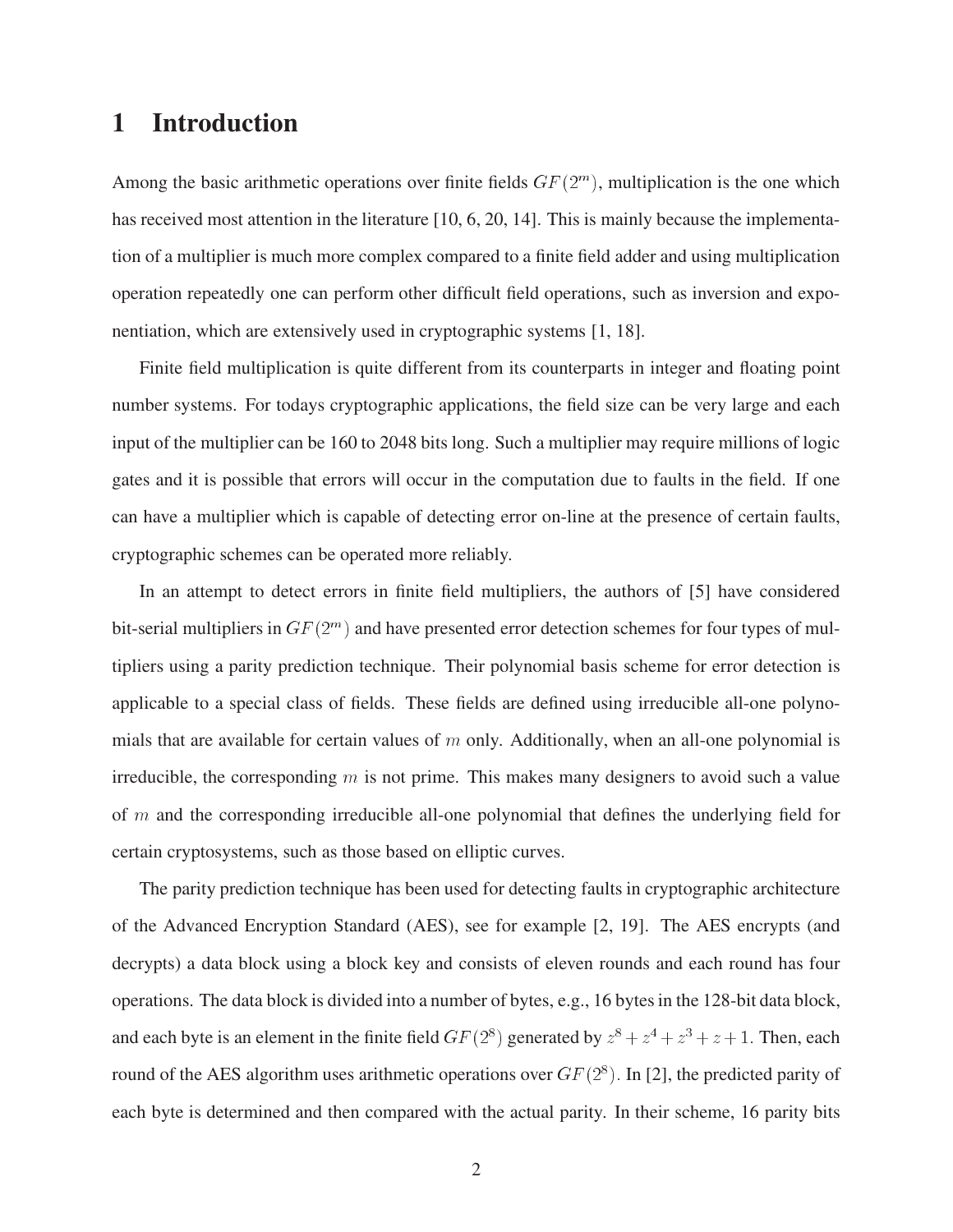# 1 Introduction

Among the basic arithmetic operations over finite fields $GF(2^m)$, multiplication is the one which has received most attention in the literature [10, 6, 20, 14]. This is mainly because the implementation of a multiplier is much more complex compared to a finite field adder and using multiplication operation repeatedly one can perform other difficult field operations, such as inversion and exponentiation, which are extensively used in cryptographic systems [1, 18].

Finite field multiplication is quite different from its counterparts in integer and floating point number systems. For todays cryptographic applications, the field size can be very large and each input of the multiplier can be 160 to 2048 bits long. Such a multiplier may require millions of logic gates and it is possible that errors will occur in the computation due to faults in the field. If one can have a multiplier which is capable of detecting error on-line at the presence of certain faults, cryptographic schemes can be operated more reliably.

In an attempt to detect errors in finite field multipliers, the authors of [5] have considered bit-serial multipliers in $GF(2^m)$ and have presented error detection schemes for four types of multipliers using a parity prediction technique. Their polynomial basis scheme for error detection is applicable to a special class of fields. These fields are defined using irreducible all-one polynomials that are available for certain values of $m$ only. Additionally, when an all-one polynomial is irreducible, the corresponding $m$ is not prime. This makes many designers to avoid such a value of $m$ and the corresponding irreducible all-one polynomial that defines the underlying field for certain cryptosystems, such as those based on elliptic curves.

The parity prediction technique has been used for detecting faults in cryptographic architecture of the Advanced Encryption Standard (AES), see for example [2, 19]. The AES encrypts (and decrypts) a data block using a block key and consists of eleven rounds and each round has four operations. The data block is divided into a number of bytes, e.g., 16 bytes in the 128-bit data block, and each byte is an element in the finite field $GF(2^8)$ generated by $z^8 + z^4 + z^3 + z + 1$. Then, each round of the AES algorithm uses arithmetic operations over $GF(2^8)$. In [2], the predicted parity of each byte is determined and then compared with the actual parity. In their scheme, 16 parity bits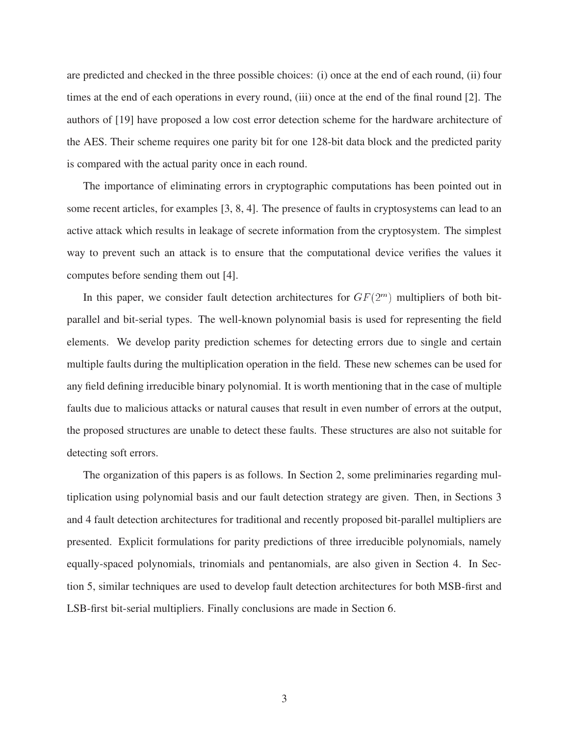are predicted and checked in the three possible choices: (i) once at the end of each round, (ii) four times at the end of each operations in every round, (iii) once at the end of the final round [2]. The authors of [19] have proposed a low cost error detection scheme for the hardware architecture of the AES. Their scheme requires one parity bit for one 128-bit data block and the predicted parity is compared with the actual parity once in each round.

The importance of eliminating errors in cryptographic computations has been pointed out in some recent articles, for examples [3, 8, 4]. The presence of faults in cryptosystems can lead to an active attack which results in leakage of secrete information from the cryptosystem. The simplest way to prevent such an attack is to ensure that the computational device verifies the values it computes before sending them out [4].

In this paper, we consider fault detection architectures for $GF(2^m)$ multipliers of both bit-parallel and bit-serial types. The well-known polynomial basis is used for representing the field elements. We develop parity prediction schemes for detecting errors due to single and certain multiple faults during the multiplication operation in the field. These new schemes can be used for any field defining irreducible binary polynomial. It is worth mentioning that in the case of multiple faults due to malicious attacks or natural causes that result in even number of errors at the output, the proposed structures are unable to detect these faults. These structures are also not suitable for detecting soft errors.

The organization of this papers is as follows. In Section 2, some preliminaries regarding multiplication using polynomial basis and our fault detection strategy are given. Then, in Sections 3 and 4 fault detection architectures for traditional and recently proposed bit-parallel multipliers are presented. Explicit formulations for parity predictions of three irreducible polynomials, namely equally-spaced polynomials, trinomials and pentanomials, are also given in Section 4. In Section 5, similar techniques are used to develop fault detection architectures for both MSB-first and LSB-first bit-serial multipliers. Finally conclusions are made in Section 6.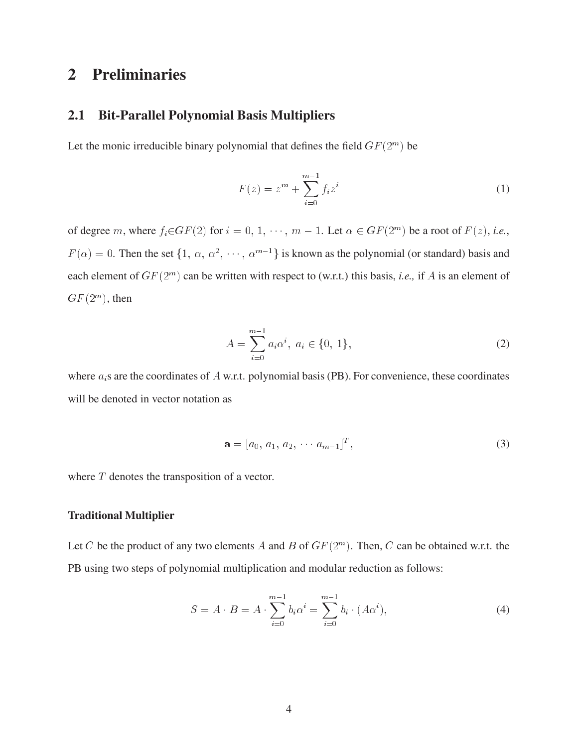# 2 Preliminaries

## 2.1 Bit-Parallel Polynomial Basis Multipliers

Let the monic irreducible binary polynomial that defines the field $GF(2^m)$ be

$$F(z) = z^m + \sum_{i=0}^{m-1} f_i z^i \tag{1}$$

of degree $m$, where $f_i \in GF(2)$ for $i = 0, 1, \cdots, m-1$. Let $\alpha \in GF(2^m)$ be a root of $F(z)$, *i.e.*, $F(\alpha) = 0$. Then the set $\{1, \alpha, \alpha^2, \cdots, \alpha^{m-1}\}$ is known as the polynomial (or standard) basis and each element of $GF(2^m)$ can be written with respect to (w.r.t.) this basis, *i.e.,* if $A$ is an element of $GF(2^m)$, then

$$A = \sum_{i=0}^{m-1} a_i \alpha^i, \; a_i \in \{0, 1\}, \tag{2}$$

where $a_i$s are the coordinates of $A$ w.r.t. polynomial basis (PB). For convenience, these coordinates will be denoted in vector notation as

$$\mathbf{a} = [a_0, a_1, a_2, \cdots a_{m-1}]^T, \tag{3}$$

where $T$ denotes the transposition of a vector.

#### Traditional Multiplier

Let $C$ be the product of any two elements $A$ and $B$ of $GF(2^m)$. Then, $C$ can be obtained w.r.t. the PB using two steps of polynomial multiplication and modular reduction as follows:

$$S = A \cdot B = A \cdot \sum_{i=0}^{m-1} b_i \alpha^i = \sum_{i=0}^{m-1} b_i \cdot (A\alpha^i), \tag{4}$$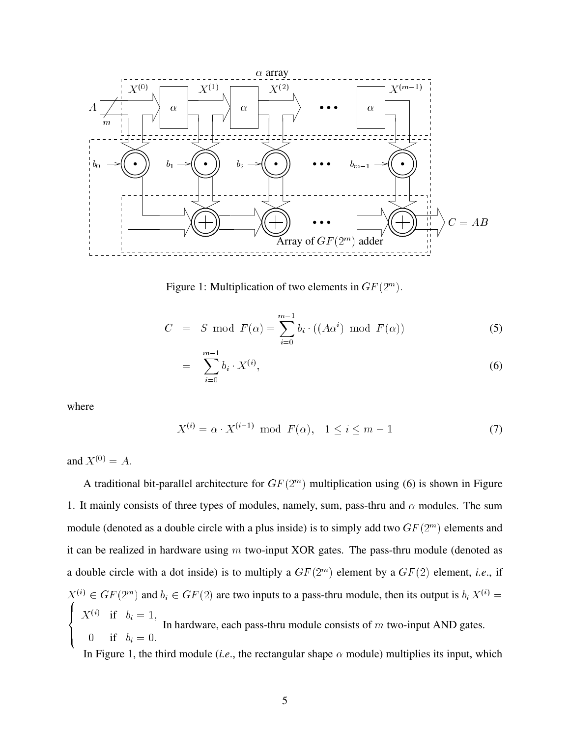Figure 1: Multiplication of two elements in $GF(2^m)$.

$$C = S \bmod F(\alpha) = \sum_{i=0}^{m-1} b_i \cdot ((A\alpha^i) \bmod F(\alpha)) \tag{5}$$

$$= \sum_{i=0}^{m-1} b_i \cdot X^{(i)}, \tag{6}$$

where

$$X^{(i)} = \alpha \cdot X^{(i-1)} \bmod F(\alpha), \quad 1 \leq i \leq m-1 \tag{7}$$

and $X^{(0)} = A$.

A traditional bit-parallel architecture for $GF(2^m)$ multiplication using (6) is shown in Figure 1. It mainly consists of three types of modules, namely, sum, pass-thru and $\alpha$ modules. The sum module (denoted as a double circle with a plus inside) is to simply add two $GF(2^m)$ elements and it can be realized in hardware using $m$ two-input XOR gates. The pass-thru module (denoted as a double circle with a dot inside) is to multiply a $GF(2^m)$ element by a $GF(2)$ element, *i.e.*, if $X^{(i)} \in GF(2^m)$ and $b_i \in GF(2)$ are two inputs to a pass-thru module, then its output is $b_i X^{(i)} = \begin{cases} X^{(i)} & \text{if} \quad b_i = 1, \\ 0 & \text{if} \quad b_i = 0. \end{cases}$ In hardware, each pass-thru module consists of $m$ two-input AND gates.

In Figure 1, the third module (*i.e.*, the rectangular shape $\alpha$ module) multiplies its input, which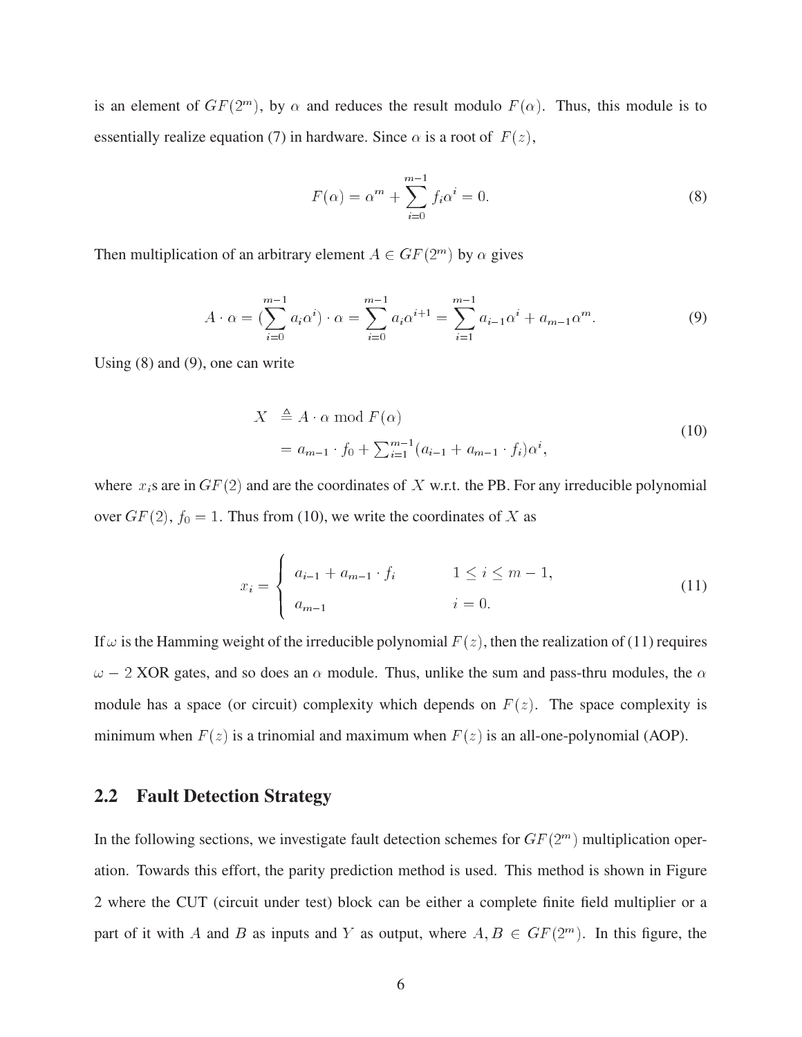is an element of $GF(2^m)$, by $\alpha$ and reduces the result modulo $F(\alpha)$. Thus, this module is to essentially realize equation (7) in hardware. Since $\alpha$ is a root of $F(z)$,

$$F(\alpha) = \alpha^m + \sum_{i=0}^{m-1} f_i \alpha^i = 0. \tag{8}$$

Then multiplication of an arbitrary element $A \in GF(2^m)$ by $\alpha$ gives

$$A \cdot \alpha = (\sum_{i=0}^{m-1} a_i \alpha^i) \cdot \alpha = \sum_{i=0}^{m-1} a_i \alpha^{i+1} = \sum_{i=1}^{m-1} a_{i-1} \alpha^i + a_{m-1} \alpha^m. \tag{9}$$

Using (8) and (9), one can write

$$\begin{aligned} X &\triangleq A \cdot \alpha \bmod F(\alpha) \\ &= a_{m-1} \cdot f_0 + \textstyle\sum_{i=1}^{m-1} (a_{i-1} + a_{m-1} \cdot f_i) \alpha^i, \end{aligned} \tag{10}$$

where $x_i$s are in $GF(2)$ and are the coordinates of $X$ w.r.t. the PB. For any irreducible polynomial over $GF(2)$, $f_0 = 1$. Thus from (10), we write the coordinates of $X$ as

$$x_i = \begin{cases} a_{i-1} + a_{m-1} \cdot f_i & 1 \leq i \leq m-1, \\ a_{m-1} & i = 0. \end{cases} \tag{11}$$

If $\omega$ is the Hamming weight of the irreducible polynomial $F(z)$, then the realization of (11) requires $\omega - 2$ XOR gates, and so does an $\alpha$ module. Thus, unlike the sum and pass-thru modules, the $\alpha$ module has a space (or circuit) complexity which depends on $F(z)$. The space complexity is minimum when $F(z)$ is a trinomial and maximum when $F(z)$ is an all-one-polynomial (AOP).

## 2.2 Fault Detection Strategy

In the following sections, we investigate fault detection schemes for $GF(2^m)$ multiplication operation. Towards this effort, the parity prediction method is used. This method is shown in Figure 2 where the CUT (circuit under test) block can be either a complete finite field multiplier or a part of it with $A$ and $B$ as inputs and $Y$ as output, where $A, B \in GF(2^m)$. In this figure, the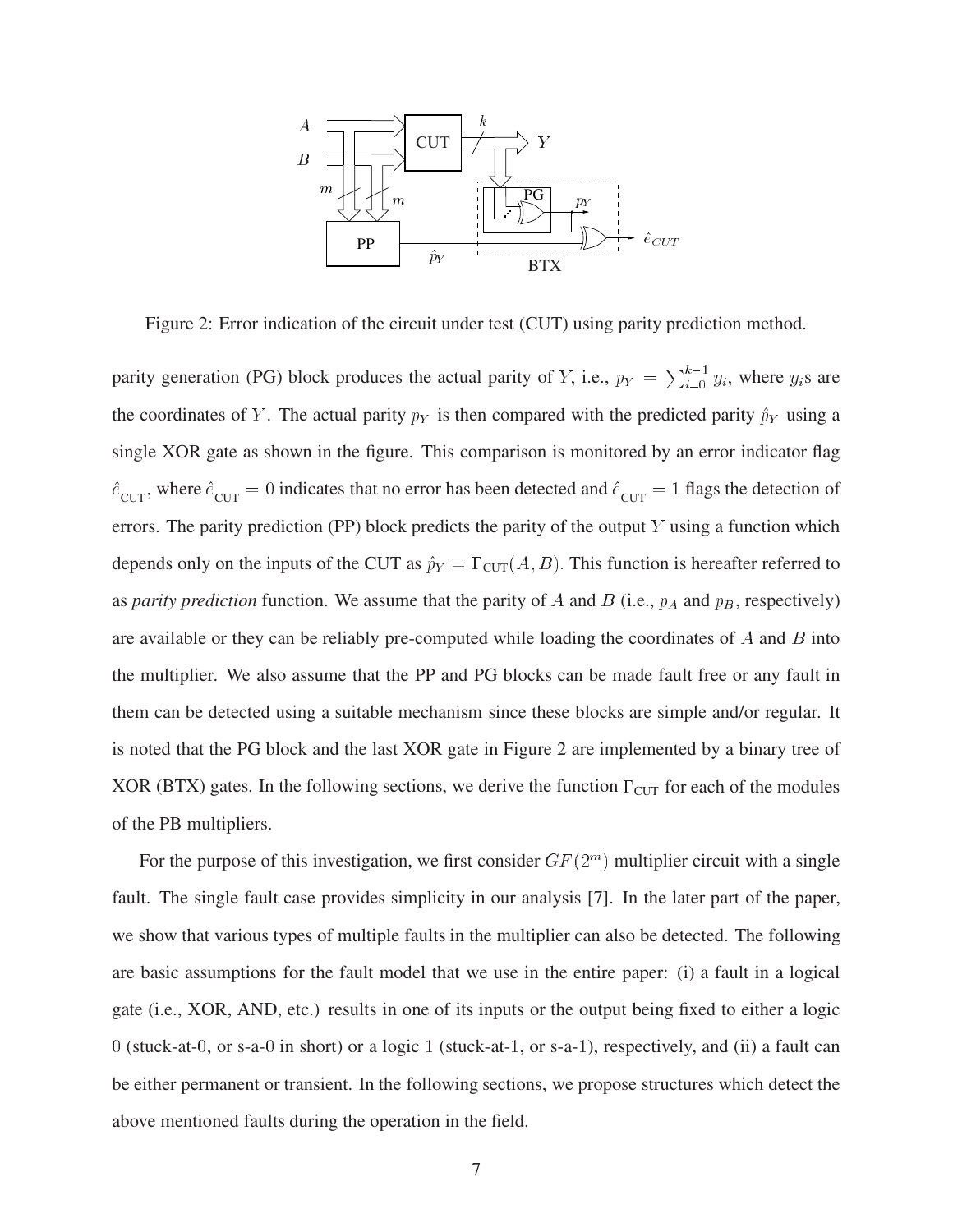Figure 2: Error indication of the circuit under test (CUT) using parity prediction method.

parity generation (PG) block produces the actual parity of $Y$, i.e., $p_Y = \sum_{i=0}^{k-1} y_i$, where $y_i$s are the coordinates of $Y$. The actual parity $p_Y$ is then compared with the predicted parity $\hat{p}_Y$ using a single XOR gate as shown in the figure. This comparison is monitored by an error indicator flag $\hat{e}_{\text{CUT}}$, where $\hat{e}_{\text{CUT}} = 0$ indicates that no error has been detected and $\hat{e}_{\text{CUT}} = 1$ flags the detection of errors. The parity prediction (PP) block predicts the parity of the output $Y$ using a function which depends only on the inputs of the CUT as $\hat{p}_Y = \Gamma_{\text{CUT}}(A, B)$. This function is hereafter referred to as *parity prediction* function. We assume that the parity of $A$ and $B$ (i.e., $p_A$ and $p_B$, respectively) are available or they can be reliably pre-computed while loading the coordinates of $A$ and $B$ into the multiplier. We also assume that the PP and PG blocks can be made fault free or any fault in them can be detected using a suitable mechanism since these blocks are simple and/or regular. It is noted that the PG block and the last XOR gate in Figure 2 are implemented by a binary tree of XOR (BTX) gates. In the following sections, we derive the function $\Gamma_{\text{CUT}}$ for each of the modules of the PB multipliers.

For the purpose of this investigation, we first consider $GF(2^m)$ multiplier circuit with a single fault. The single fault case provides simplicity in our analysis [7]. In the later part of the paper, we show that various types of multiple faults in the multiplier can also be detected. The following are basic assumptions for the fault model that we use in the entire paper: (i) a fault in a logical gate (i.e., XOR, AND, etc.) results in one of its inputs or the output being fixed to either a logic 0 (stuck-at-0, or s-a-0 in short) or a logic 1 (stuck-at-1, or s-a-1), respectively, and (ii) a fault can be either permanent or transient. In the following sections, we propose structures which detect the above mentioned faults during the operation in the field.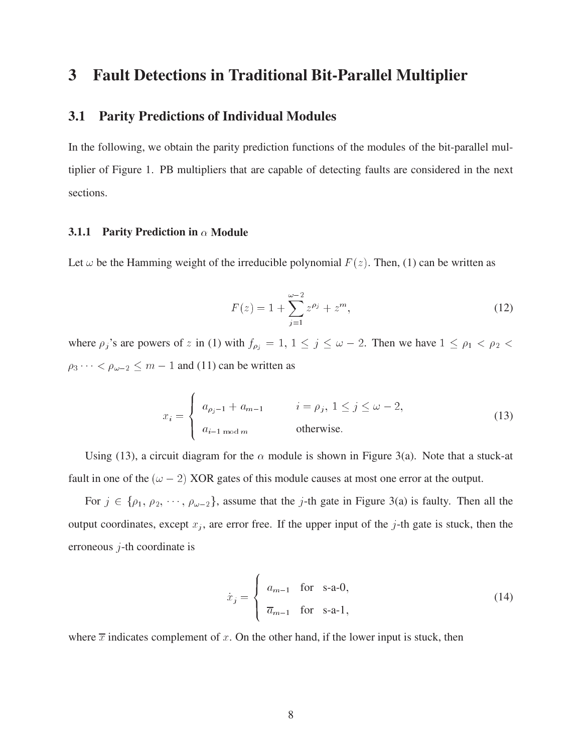# 3 Fault Detections in Traditional Bit-Parallel Multiplier

## 3.1 Parity Predictions of Individual Modules

In the following, we obtain the parity prediction functions of the modules of the bit-parallel multiplier of Figure 1. PB multipliers that are capable of detecting faults are considered in the next sections.

### 3.1.1 Parity Prediction in $\alpha$ Module

Let $\omega$ be the Hamming weight of the irreducible polynomial $F(z)$. Then, (1) can be written as

$$F(z) = 1 + \sum_{j=1}^{\omega-2} z^{\rho_j} + z^m, \tag{12}$$

where $\rho_j$'s are powers of $z$ in (1) with $f_{\rho_j} = 1$, $1 \leq j \leq \omega - 2$. Then we have $1 \leq \rho_1 < \rho_2 < \rho_3 \cdots < \rho_{\omega-2} \leq m - 1$ and (11) can be written as

$$x_i = \begin{cases} a_{\rho_j - 1} + a_{m-1} & i = \rho_j,\ 1 \leq j \leq \omega - 2, \\ a_{i-1 \bmod m} & \text{otherwise}. \end{cases} \tag{13}$$

Using (13), a circuit diagram for the $\alpha$ module is shown in Figure 3(a). Note that a stuck-at fault in one of the $(\omega - 2)$ XOR gates of this module causes at most one error at the output.

For $j \in \{\rho_1, \rho_2, \cdots, \rho_{\omega-2}\}$, assume that the $j$-th gate in Figure 3(a) is faulty. Then all the output coordinates, except $x_j$, are error free. If the upper input of the $j$-th gate is stuck, then the erroneous $j$-th coordinate is

$$\dot{x}_j = \begin{cases} a_{m-1} & \text{for s-a-0}, \\ \overline{a}_{m-1} & \text{for s-a-1}, \end{cases} \tag{14}$$

where $\overline{x}$ indicates complement of $x$. On the other hand, if the lower input is stuck, then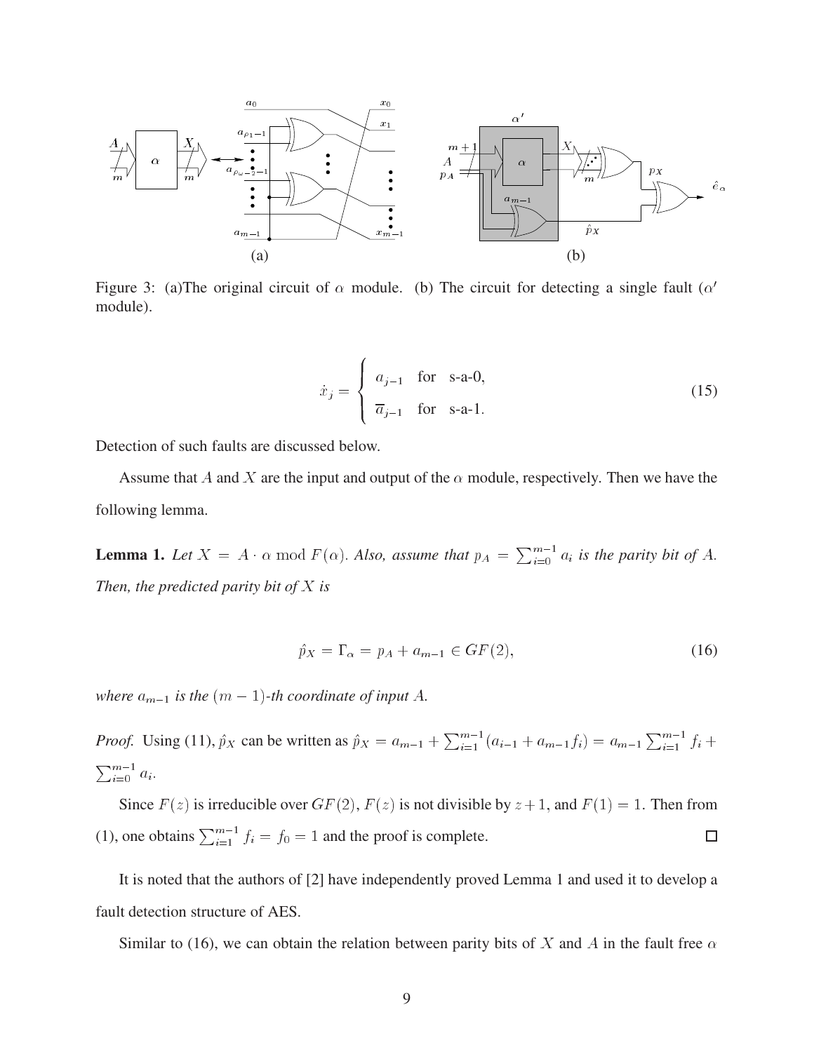Figure 3: (a)The original circuit of $\alpha$ module. (b) The circuit for detecting a single fault ($\alpha'$ module).

$$\dot{x}_j = \begin{cases} a_{j-1} & \text{for s-a-0,} \\ \overline{a}_{j-1} & \text{for s-a-1.} \end{cases} \tag{15}$$

Detection of such faults are discussed below.

Assume that $A$ and $X$ are the input and output of the $\alpha$ module, respectively. Then we have the following lemma.

**Lemma 1.** *Let $X = A \cdot \alpha \bmod F(\alpha)$. Also, assume that $p_A = \sum_{i=0}^{m-1} a_i$ is the parity bit of $A$. Then, the predicted parity bit of $X$ is*

$$\hat{p}_X = \Gamma_\alpha = p_A + a_{m-1} \in GF(2), \tag{16}$$

*where $a_{m-1}$ is the $(m-1)$-th coordinate of input $A$.*

*Proof.* Using (11), $\hat{p}_X$ can be written as $\hat{p}_X = a_{m-1} + \sum_{i=1}^{m-1}(a_{i-1} + a_{m-1}f_i) = a_{m-1}\sum_{i=1}^{m-1} f_i + \sum_{i=0}^{m-1} a_i$.

Since $F(z)$ is irreducible over $GF(2)$, $F(z)$ is not divisible by $z+1$, and $F(1) = 1$. Then from (1), one obtains $\sum_{i=1}^{m-1} f_i = f_0 = 1$ and the proof is complete. □

It is noted that the authors of [2] have independently proved Lemma 1 and used it to develop a fault detection structure of AES.

Similar to (16), we can obtain the relation between parity bits of $X$ and $A$ in the fault free $\alpha$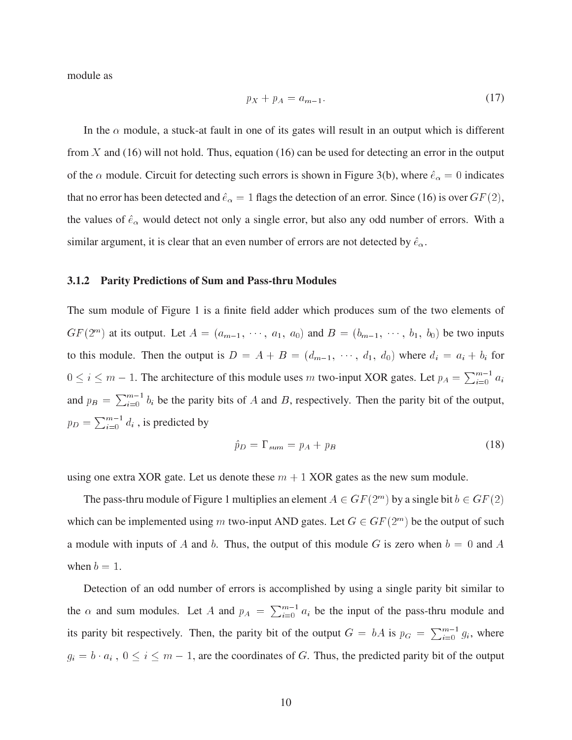module as

$$p_X + p_A = a_{m-1}. \tag{17}$$

In the $\alpha$ module, a stuck-at fault in one of its gates will result in an output which is different from $X$ and (16) will not hold. Thus, equation (16) can be used for detecting an error in the output of the $\alpha$ module. Circuit for detecting such errors is shown in Figure 3(b), where $\hat{e}_\alpha = 0$ indicates that no error has been detected and $\hat{e}_\alpha = 1$ flags the detection of an error. Since (16) is over $GF(2)$, the values of $\hat{e}_\alpha$ would detect not only a single error, but also any odd number of errors. With a similar argument, it is clear that an even number of errors are not detected by $\hat{e}_\alpha$.

### 3.1.2 Parity Predictions of Sum and Pass-thru Modules

The sum module of Figure 1 is a finite field adder which produces sum of the two elements of $GF(2^m)$ at its output. Let $A = (a_{m-1}, \cdots, a_1, a_0)$ and $B = (b_{m-1}, \cdots, b_1, b_0)$ be two inputs to this module. Then the output is $D = A + B = (d_{m-1}, \cdots, d_1, d_0)$ where $d_i = a_i + b_i$ for $0 \leq i \leq m-1$. The architecture of this module uses $m$ two-input XOR gates. Let $p_A = \sum_{i=0}^{m-1} a_i$ and $p_B = \sum_{i=0}^{m-1} b_i$ be the parity bits of $A$ and $B$, respectively. Then the parity bit of the output, $p_D = \sum_{i=0}^{m-1} d_i$ , is predicted by

$$\hat{p}_D = \Gamma_{sum} = p_A + p_B \tag{18}$$

using one extra XOR gate. Let us denote these $m+1$ XOR gates as the new sum module.

The pass-thru module of Figure 1 multiplies an element $A \in GF(2^m)$ by a single bit $b \in GF(2)$ which can be implemented using $m$ two-input AND gates. Let $G \in GF(2^m)$ be the output of such a module with inputs of $A$ and $b$. Thus, the output of this module $G$ is zero when $b = 0$ and $A$ when $b = 1$.

Detection of an odd number of errors is accomplished by using a single parity bit similar to the $\alpha$ and sum modules. Let $A$ and $p_A = \sum_{i=0}^{m-1} a_i$ be the input of the pass-thru module and its parity bit respectively. Then, the parity bit of the output $G = bA$ is $p_G = \sum_{i=0}^{m-1} g_i$, where $g_i = b \cdot a_i$ , $0 \leq i \leq m-1$, are the coordinates of $G$. Thus, the predicted parity bit of the output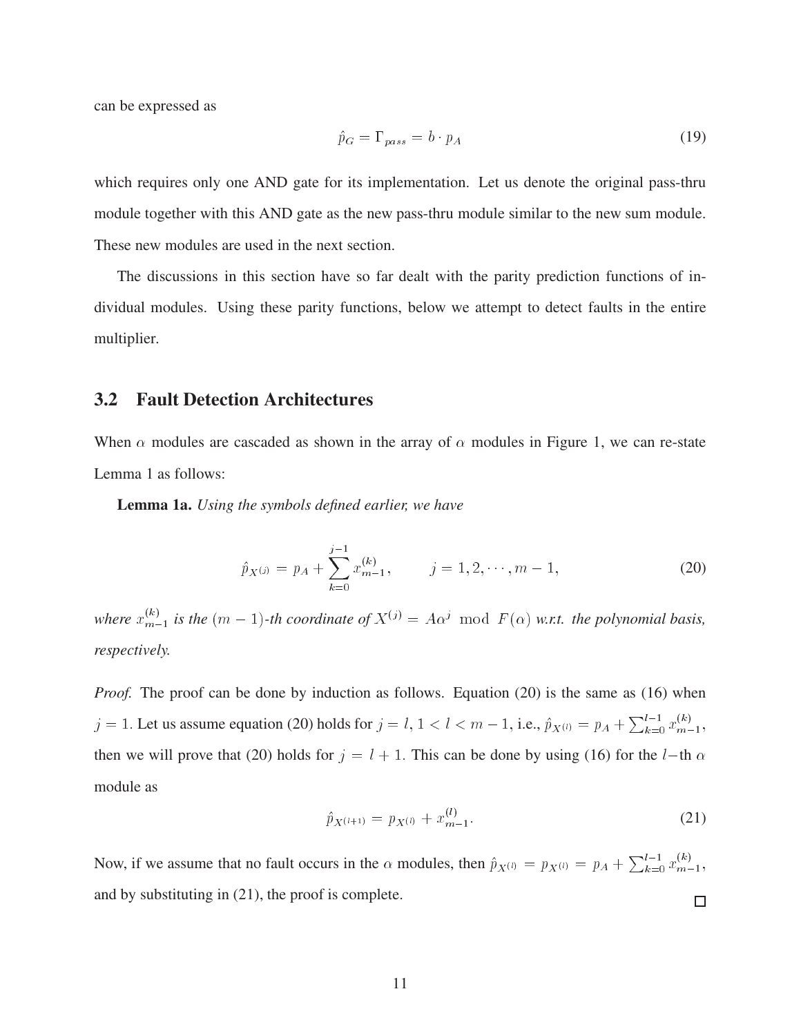can be expressed as

$$\hat{p}_G = \Gamma_{pass} = b \cdot p_A \tag{19}$$

which requires only one AND gate for its implementation. Let us denote the original pass-thru module together with this AND gate as the new pass-thru module similar to the new sum module. These new modules are used in the next section.

The discussions in this section have so far dealt with the parity prediction functions of individual modules. Using these parity functions, below we attempt to detect faults in the entire multiplier.

## 3.2 Fault Detection Architectures

When $\alpha$ modules are cascaded as shown in the array of $\alpha$ modules in Figure 1, we can re-state Lemma 1 as follows:

**Lemma 1a.** *Using the symbols defined earlier, we have*

$$\hat{p}_{X^{(j)}} = p_A + \sum_{k=0}^{j-1} x_{m-1}^{(k)}, \qquad j = 1, 2, \cdots, m-1, \tag{20}$$

*where $x_{m-1}^{(k)}$ is the $(m-1)$-th coordinate of $X^{(j)} = A\alpha^j \mod F(\alpha)$ w.r.t. the polynomial basis, respectively.*

*Proof.* The proof can be done by induction as follows. Equation (20) is the same as (16) when $j = 1$. Let us assume equation (20) holds for $j = l$, $1 < l < m-1$, i.e., $\hat{p}_{X^{(l)}} = p_A + \sum_{k=0}^{l-1} x_{m-1}^{(k)}$, then we will prove that (20) holds for $j = l+1$. This can be done by using (16) for the $l-$th $\alpha$ module as

$$\hat{p}_{X^{(l+1)}} = p_{X^{(l)}} + x_{m-1}^{(l)}. \tag{21}$$

Now, if we assume that no fault occurs in the $\alpha$ modules, then $\hat{p}_{X^{(l)}} = p_{X^{(l)}} = p_A + \sum_{k=0}^{l-1} x_{m-1}^{(k)}$, and by substituting in (21), the proof is complete. □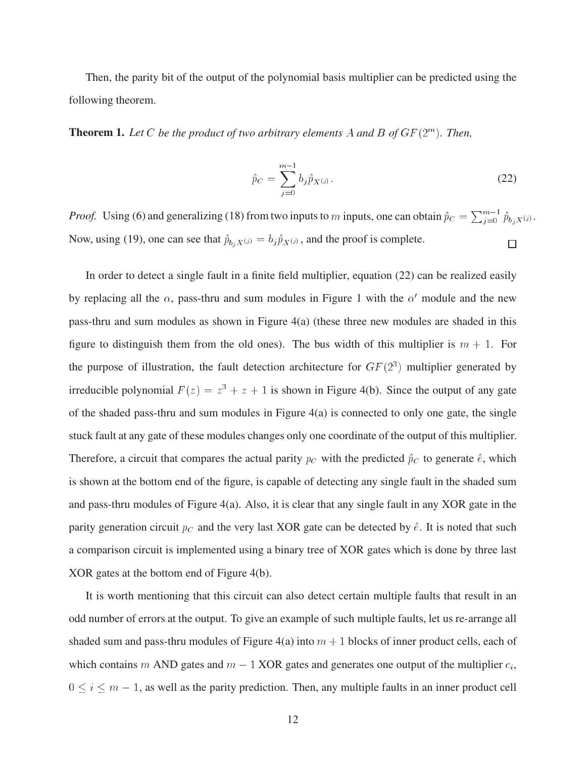Then, the parity bit of the output of the polynomial basis multiplier can be predicted using the following theorem.

**Theorem 1.** *Let $C$ be the product of two arbitrary elements $A$ and $B$ of $GF(2^m)$. Then,*

$$\hat{p}_C = \sum_{j=0}^{m-1} b_j \hat{p}_{X^{(j)}}. \tag{22}$$

*Proof.* Using (6) and generalizing (18) from two inputs to $m$ inputs, one can obtain $\hat{p}_C = \sum_{j=0}^{m-1} \hat{p}_{b_j X^{(j)}}$. Now, using (19), one can see that $\hat{p}_{b_j X^{(j)}} = b_j \hat{p}_{X^{(j)}}$, and the proof is complete. □

In order to detect a single fault in a finite field multiplier, equation (22) can be realized easily by replacing all the $\alpha$, pass-thru and sum modules in Figure 1 with the $\alpha'$ module and the new pass-thru and sum modules as shown in Figure 4(a) (these three new modules are shaded in this figure to distinguish them from the old ones). The bus width of this multiplier is $m + 1$. For the purpose of illustration, the fault detection architecture for $GF(2^3)$ multiplier generated by irreducible polynomial $F(z) = z^3 + z + 1$ is shown in Figure 4(b). Since the output of any gate of the shaded pass-thru and sum modules in Figure 4(a) is connected to only one gate, the single stuck fault at any gate of these modules changes only one coordinate of the output of this multiplier. Therefore, a circuit that compares the actual parity $p_C$ with the predicted $\hat{p}_C$ to generate $\hat{e}$, which is shown at the bottom end of the figure, is capable of detecting any single fault in the shaded sum and pass-thru modules of Figure 4(a). Also, it is clear that any single fault in any XOR gate in the parity generation circuit $p_C$ and the very last XOR gate can be detected by $\hat{e}$. It is noted that such a comparison circuit is implemented using a binary tree of XOR gates which is done by three last XOR gates at the bottom end of Figure 4(b).

It is worth mentioning that this circuit can also detect certain multiple faults that result in an odd number of errors at the output. To give an example of such multiple faults, let us re-arrange all shaded sum and pass-thru modules of Figure 4(a) into $m + 1$ blocks of inner product cells, each of which contains $m$ AND gates and $m - 1$ XOR gates and generates one output of the multiplier $c_i$, $0 \leq i \leq m - 1$, as well as the parity prediction. Then, any multiple faults in an inner product cell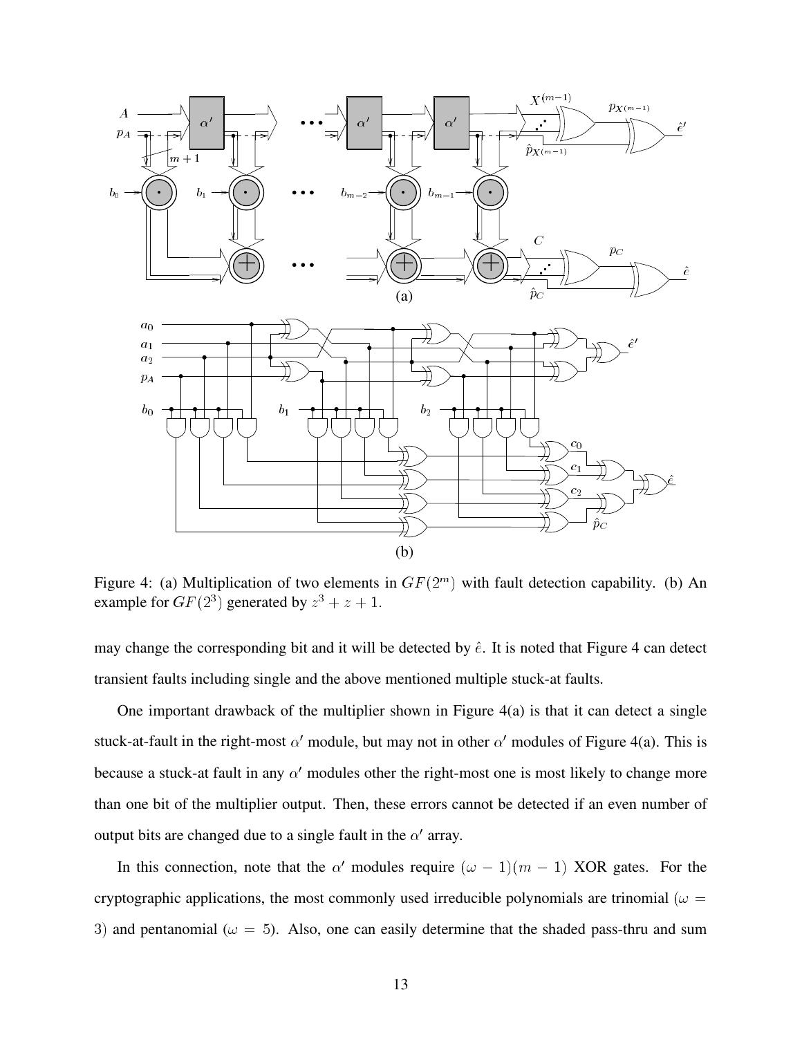Figure 4: (a) Multiplication of two elements in $GF(2^m)$ with fault detection capability. (b) An example for $GF(2^3)$ generated by $z^3 + z + 1$.

may change the corresponding bit and it will be detected by $\hat{e}$. It is noted that Figure 4 can detect transient faults including single and the above mentioned multiple stuck-at faults.

One important drawback of the multiplier shown in Figure 4(a) is that it can detect a single stuck-at-fault in the right-most $\alpha'$ module, but may not in other $\alpha'$ modules of Figure 4(a). This is because a stuck-at fault in any $\alpha'$ modules other the right-most one is most likely to change more than one bit of the multiplier output. Then, these errors cannot be detected if an even number of output bits are changed due to a single fault in the $\alpha'$ array.

In this connection, note that the $\alpha'$ modules require $(\omega - 1)(m - 1)$ XOR gates. For the cryptographic applications, the most commonly used irreducible polynomials are trinomial ($\omega = 3$) and pentanomial ($\omega = 5$). Also, one can easily determine that the shaded pass-thru and sum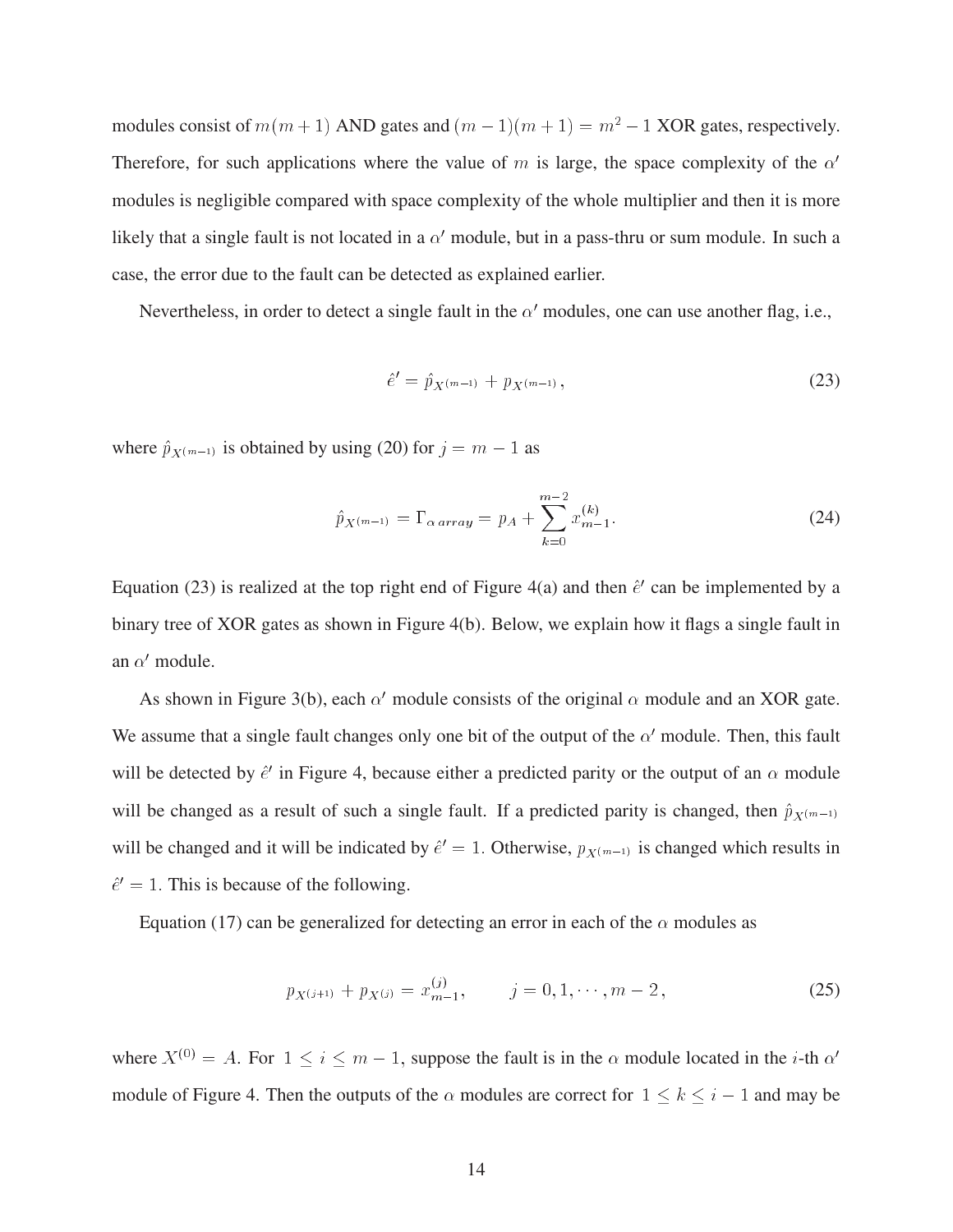modules consist of $m(m+1)$ AND gates and $(m-1)(m+1) = m^2 - 1$ XOR gates, respectively. Therefore, for such applications where the value of $m$ is large, the space complexity of the $\alpha'$ modules is negligible compared with space complexity of the whole multiplier and then it is more likely that a single fault is not located in a $\alpha'$ module, but in a pass-thru or sum module. In such a case, the error due to the fault can be detected as explained earlier.

Nevertheless, in order to detect a single fault in the $\alpha'$ modules, one can use another flag, i.e.,

$$\hat{e}' = \hat{p}_{X^{(m-1)}} + p_{X^{(m-1)}}, \tag{23}$$

where $\hat{p}_{X^{(m-1)}}$ is obtained by using (20) for $j = m-1$ as

$$\hat{p}_{X^{(m-1)}} = \Gamma_{\alpha\, array} = p_A + \sum_{k=0}^{m-2} x_{m-1}^{(k)}. \tag{24}$$

Equation (23) is realized at the top right end of Figure 4(a) and then $\hat{e}'$ can be implemented by a binary tree of XOR gates as shown in Figure 4(b). Below, we explain how it flags a single fault in an $\alpha'$ module.

As shown in Figure 3(b), each $\alpha'$ module consists of the original $\alpha$ module and an XOR gate. We assume that a single fault changes only one bit of the output of the $\alpha'$ module. Then, this fault will be detected by $\hat{e}'$ in Figure 4, because either a predicted parity or the output of an $\alpha$ module will be changed as a result of such a single fault. If a predicted parity is changed, then $\hat{p}_{X^{(m-1)}}$ will be changed and it will be indicated by $\hat{e}' = 1$. Otherwise, $p_{X^{(m-1)}}$ is changed which results in $\hat{e}' = 1$. This is because of the following.

Equation (17) can be generalized for detecting an error in each of the $\alpha$ modules as

$$p_{X^{(j+1)}} + p_{X^{(j)}} = x_{m-1}^{(j)}, \qquad j = 0, 1, \cdots, m-2, \tag{25}$$

where $X^{(0)} = A$. For $1 \leq i \leq m-1$, suppose the fault is in the $\alpha$ module located in the $i$-th $\alpha'$ module of Figure 4. Then the outputs of the $\alpha$ modules are correct for $1 \leq k \leq i-1$ and may be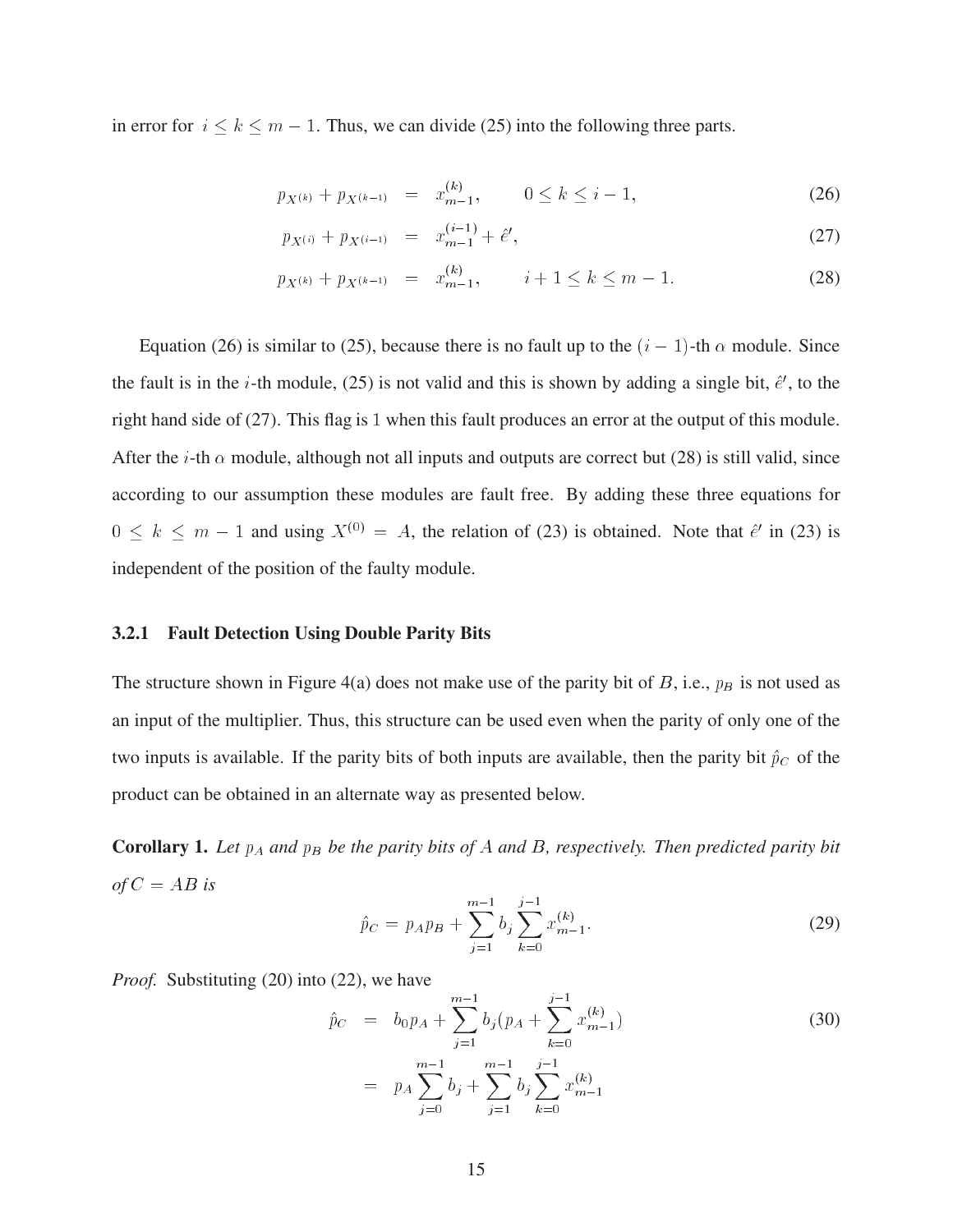in error for $i \leq k \leq m-1$. Thus, we can divide (25) into the following three parts.

$$p_{X^{(k)}} + p_{X^{(k-1)}} = x_{m-1}^{(k)}, \qquad 0 \leq k \leq i-1, \tag{26}$$

$$p_{X^{(i)}} + p_{X^{(i-1)}} = x_{m-1}^{(i-1)} + \hat{e}', \tag{27}$$

$$p_{X^{(k)}} + p_{X^{(k-1)}} = x_{m-1}^{(k)}, \qquad i+1 \leq k \leq m-1. \tag{28}$$

Equation (26) is similar to (25), because there is no fault up to the $(i-1)$-th $\alpha$ module. Since the fault is in the $i$-th module, (25) is not valid and this is shown by adding a single bit, $\hat{e}'$, to the right hand side of (27). This flag is 1 when this fault produces an error at the output of this module. After the $i$-th $\alpha$ module, although not all inputs and outputs are correct but (28) is still valid, since according to our assumption these modules are fault free. By adding these three equations for $0 \leq k \leq m-1$ and using $X^{(0)} = A$, the relation of (23) is obtained. Note that $\hat{e}'$ in (23) is independent of the position of the faulty module.

### 3.2.1 Fault Detection Using Double Parity Bits

The structure shown in Figure 4(a) does not make use of the parity bit of $B$, i.e., $p_B$ is not used as an input of the multiplier. Thus, this structure can be used even when the parity of only one of the two inputs is available. If the parity bits of both inputs are available, then the parity bit $\hat{p}_C$ of the product can be obtained in an alternate way as presented below.

**Corollary 1.** *Let $p_A$ and $p_B$ be the parity bits of $A$ and $B$, respectively. Then predicted parity bit of $C = AB$ is*

$$\hat{p}_C = p_A p_B + \sum_{j=1}^{m-1} b_j \sum_{k=0}^{j-1} x_{m-1}^{(k)}. \tag{29}$$

*Proof.* Substituting (20) into (22), we have

$$\begin{aligned} \hat{p}_C &= b_0 p_A + \sum_{j=1}^{m-1} b_j \left(p_A + \sum_{k=0}^{j-1} x_{m-1}^{(k)}\right) \\ &= p_A \sum_{j=0}^{m-1} b_j + \sum_{j=1}^{m-1} b_j \sum_{k=0}^{j-1} x_{m-1}^{(k)} \end{aligned} \tag{30}$$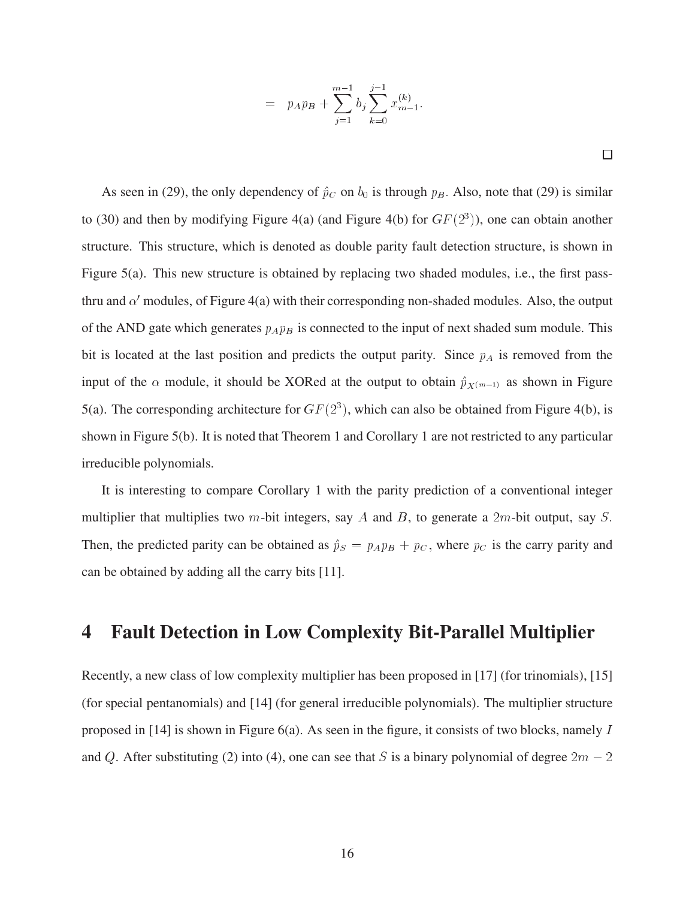$$= \quad p_A p_B + \sum_{j=1}^{m-1} b_j \sum_{k=0}^{j-1} x_{m-1}^{(k)}.$$

□

As seen in (29), the only dependency of $\hat{p}_C$ on $b_0$ is through $p_B$. Also, note that (29) is similar to (30) and then by modifying Figure 4(a) (and Figure 4(b) for $GF(2^3)$), one can obtain another structure. This structure, which is denoted as double parity fault detection structure, is shown in Figure 5(a). This new structure is obtained by replacing two shaded modules, i.e., the first pass-thru and $\alpha'$ modules, of Figure 4(a) with their corresponding non-shaded modules. Also, the output of the AND gate which generates $p_A p_B$ is connected to the input of next shaded sum module. This bit is located at the last position and predicts the output parity. Since $p_A$ is removed from the input of the $\alpha$ module, it should be XORed at the output to obtain $\hat{p}_{X^{(m-1)}}$ as shown in Figure 5(a). The corresponding architecture for $GF(2^3)$, which can also be obtained from Figure 4(b), is shown in Figure 5(b). It is noted that Theorem 1 and Corollary 1 are not restricted to any particular irreducible polynomials.

It is interesting to compare Corollary 1 with the parity prediction of a conventional integer multiplier that multiplies two $m$-bit integers, say $A$ and $B$, to generate a $2m$-bit output, say $S$. Then, the predicted parity can be obtained as $\hat{p}_S = p_A p_B + p_C$, where $p_C$ is the carry parity and can be obtained by adding all the carry bits [11].

# 4 Fault Detection in Low Complexity Bit-Parallel Multiplier

Recently, a new class of low complexity multiplier has been proposed in [17] (for trinomials), [15] (for special pentanomials) and [14] (for general irreducible polynomials). The multiplier structure proposed in [14] is shown in Figure 6(a). As seen in the figure, it consists of two blocks, namely $I$ and $Q$. After substituting (2) into (4), one can see that $S$ is a binary polynomial of degree $2m - 2$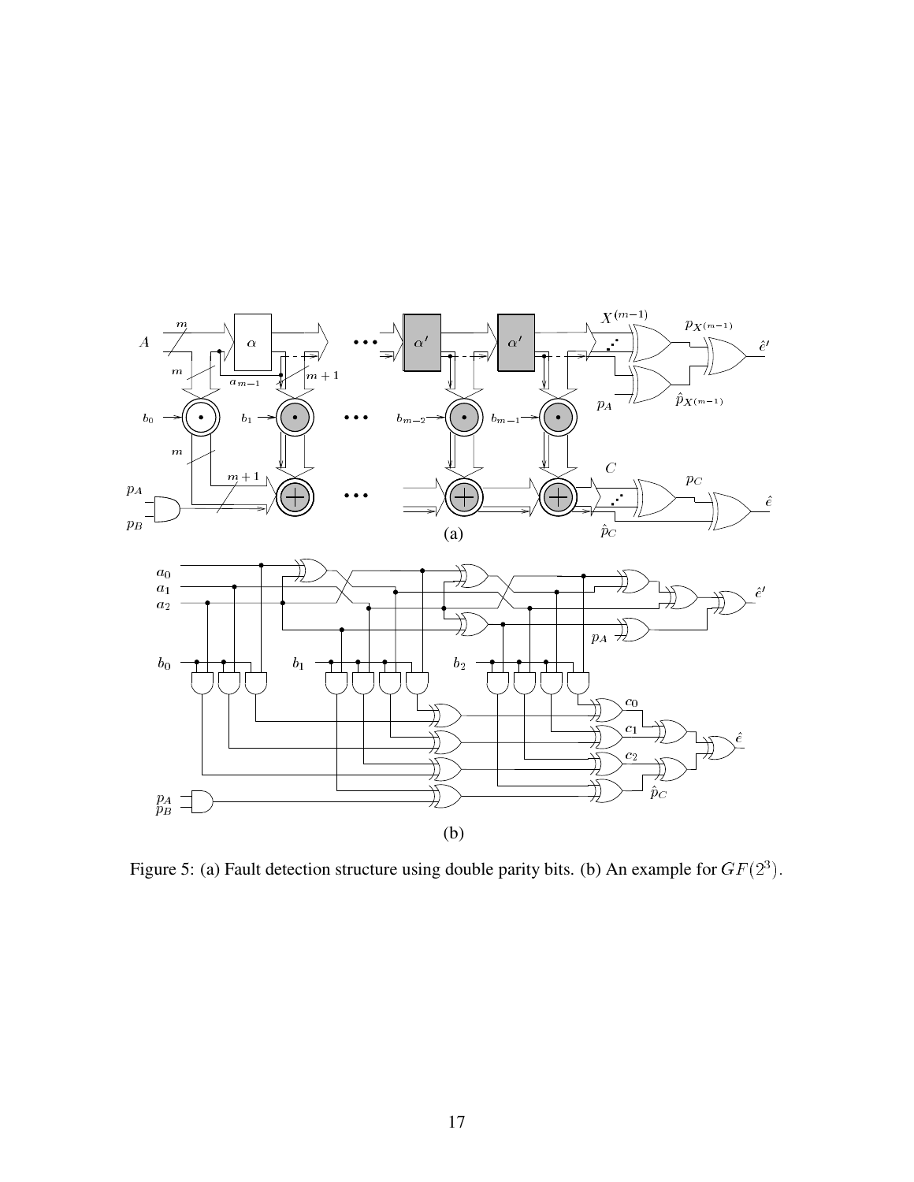Figure 5: (a) Fault detection structure using double parity bits. (b) An example for $GF(2^3)$.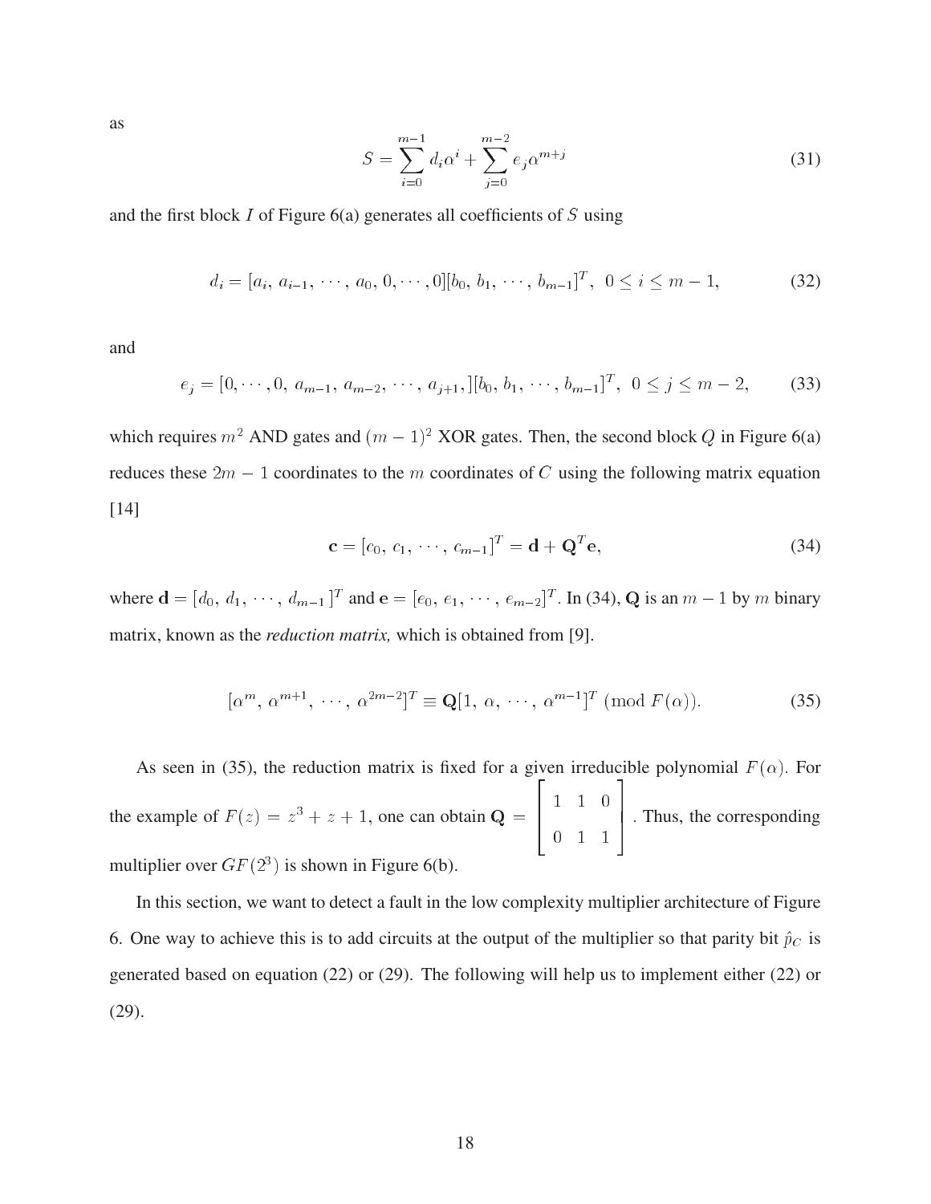as

$$S = \sum_{i=0}^{m-1} d_i \alpha^i + \sum_{j=0}^{m-2} e_j \alpha^{m+j} \tag{31}$$

and the first block $I$ of Figure 6(a) generates all coefficients of $S$ using

$$d_i = [a_i,\, a_{i-1},\, \cdots,\, a_0,\, 0, \cdots, 0][b_0,\, b_1,\, \cdots,\, b_{m-1}]^T,\ \ 0 \leq i \leq m-1, \tag{32}$$

and

$$e_j = [0, \cdots, 0,\ a_{m-1},\, a_{m-2},\, \cdots,\, a_{j+1},][b_0,\, b_1,\, \cdots,\, b_{m-1}]^T,\ \ 0 \leq j \leq m-2, \tag{33}$$

which requires $m^2$ AND gates and $(m-1)^2$ XOR gates. Then, the second block $Q$ in Figure 6(a) reduces these $2m-1$ coordinates to the $m$ coordinates of $C$ using the following matrix equation [14]

$$\mathbf{c} = [c_0,\, c_1,\, \cdots,\, c_{m-1}]^T = \mathbf{d} + \mathbf{Q}^T \mathbf{e}, \tag{34}$$

where $\mathbf{d} = [d_0,\, d_1,\, \cdots,\, d_{m-1}]^T$ and $\mathbf{e} = [e_0,\, e_1,\, \cdots,\, e_{m-2}]^T$. In (34), $\mathbf{Q}$ is an $m-1$ by $m$ binary matrix, known as the *reduction matrix,* which is obtained from [9].

$$[\alpha^m,\, \alpha^{m+1},\, \cdots,\, \alpha^{2m-2}]^T \equiv \mathbf{Q}[1,\, \alpha,\, \cdots,\, \alpha^{m-1}]^T \ (\text{mod } F(\alpha)). \tag{35}$$

As seen in (35), the reduction matrix is fixed for a given irreducible polynomial $F(\alpha)$. For the example of $F(z) = z^3 + z + 1$, one can obtain $\mathbf{Q} = \begin{bmatrix} 1 & 1 & 0 \\ 0 & 1 & 1 \end{bmatrix}$. Thus, the corresponding multiplier over $GF(2^3)$ is shown in Figure 6(b).

In this section, we want to detect a fault in the low complexity multiplier architecture of Figure 6. One way to achieve this is to add circuits at the output of the multiplier so that parity bit $\hat{p}_C$ is generated based on equation (22) or (29). The following will help us to implement either (22) or (29).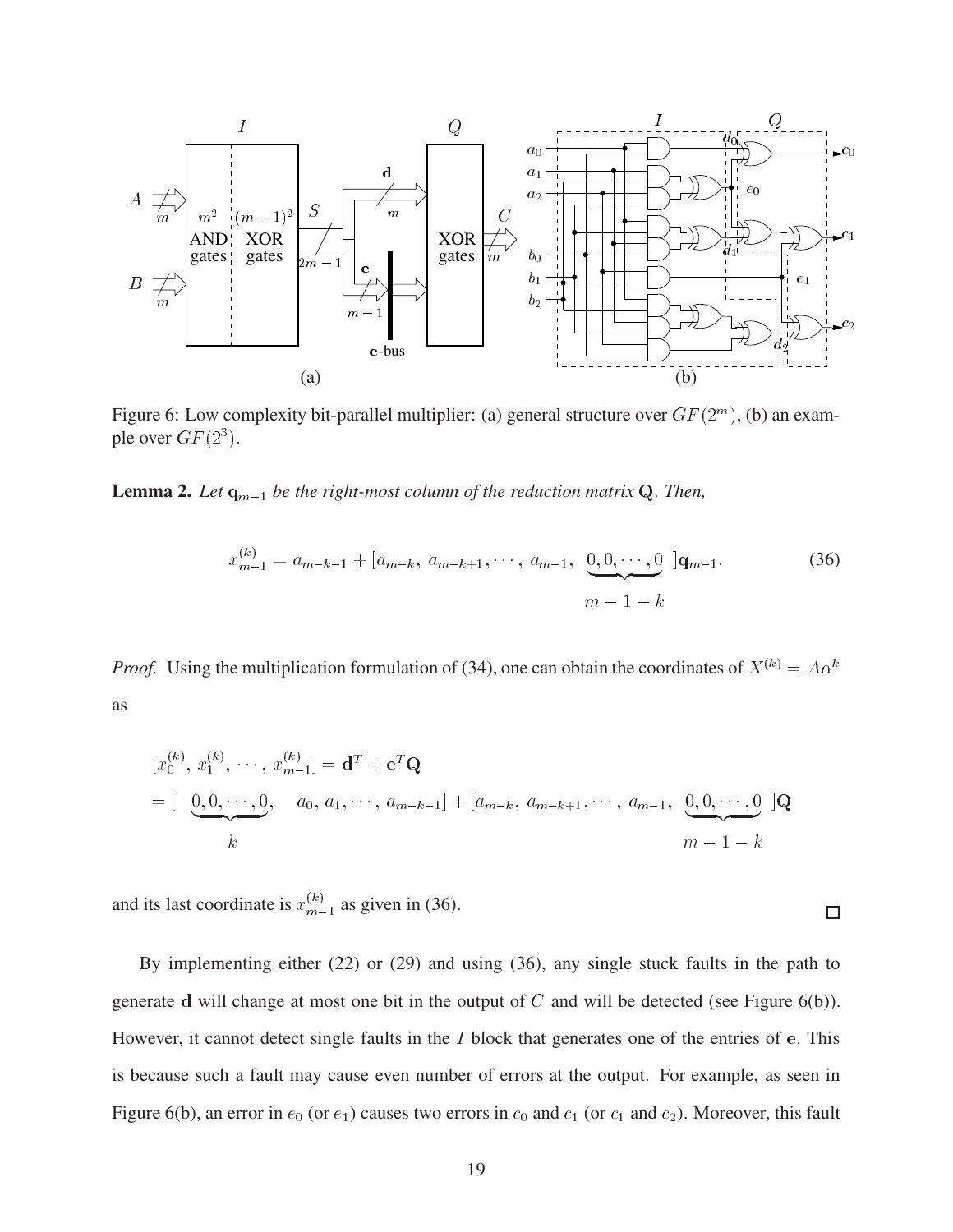Figure 6: Low complexity bit-parallel multiplier: (a) general structure over $GF(2^m)$, (b) an example over $GF(2^3)$.

**Lemma 2.** *Let* $\mathbf{q}_{m-1}$ *be the right-most column of the reduction matrix* $\mathbf{Q}$*. Then,*

$$x_{m-1}^{(k)} = a_{m-k-1} + [a_{m-k},\ a_{m-k+1}, \cdots,\ a_{m-1},\ \underbrace{0, 0, \cdots, 0}_{m-1-k}\ ]\mathbf{q}_{m-1}. \tag{36}$$

*Proof.* Using the multiplication formulation of (34), one can obtain the coordinates of $X^{(k)} = A\alpha^k$ as

$$\begin{aligned}
&[x_0^{(k)},\ x_1^{(k)}, \cdots,\ x_{m-1}^{(k)}] = \mathbf{d}^T + \mathbf{e}^T\mathbf{Q} \\
&= [\ \underbrace{0, 0, \cdots, 0}_{k},\quad a_0,\ a_1, \cdots,\ a_{m-k-1}] + [a_{m-k},\ a_{m-k+1}, \cdots,\ a_{m-1},\ \underbrace{0, 0, \cdots, 0}_{m-1-k}\ ]\mathbf{Q}
\end{aligned}$$

and its last coordinate is $x_{m-1}^{(k)}$ as given in (36). □

By implementing either (22) or (29) and using (36), any single stuck faults in the path to generate $\mathbf{d}$ will change at most one bit in the output of $C$ and will be detected (see Figure 6(b)). However, it cannot detect single faults in the $I$ block that generates one of the entries of $\mathbf{e}$. This is because such a fault may cause even number of errors at the output. For example, as seen in Figure 6(b), an error in $e_0$ (or $e_1$) causes two errors in $c_0$ and $c_1$ (or $c_1$ and $c_2$). Moreover, this fault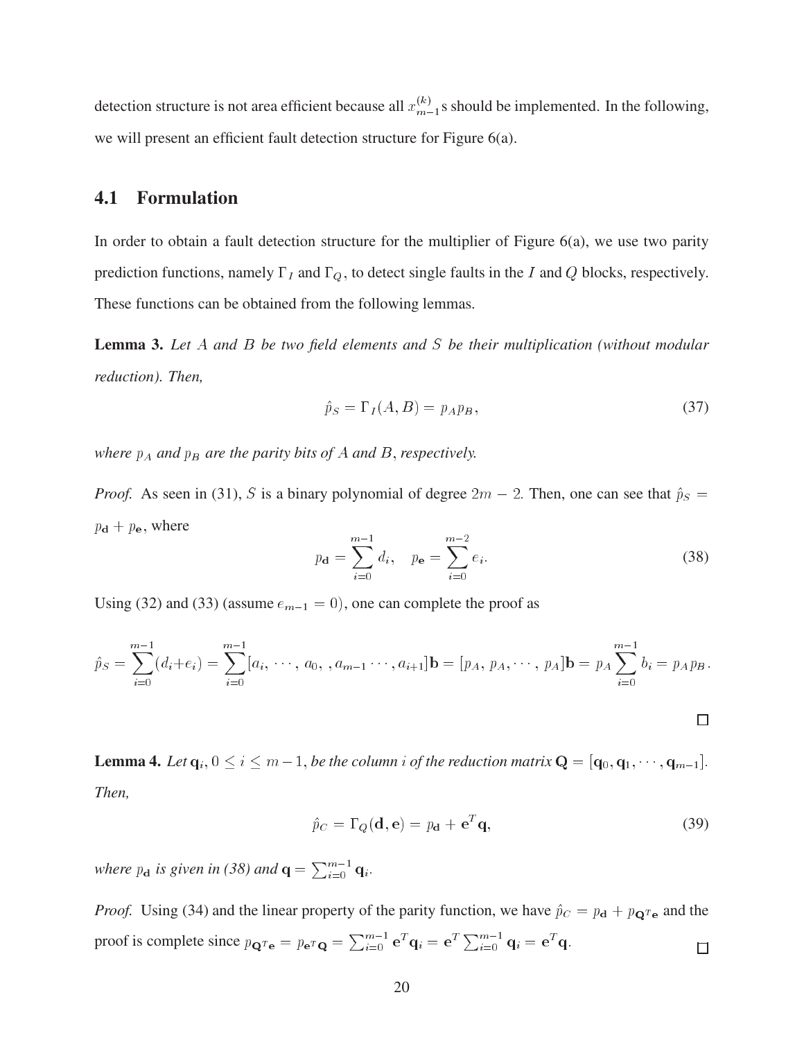detection structure is not area efficient because all $x_{m-1}^{(k)}$s should be implemented. In the following, we will present an efficient fault detection structure for Figure 6(a).

## 4.1 Formulation

In order to obtain a fault detection structure for the multiplier of Figure 6(a), we use two parity prediction functions, namely $\Gamma_I$ and $\Gamma_Q$, to detect single faults in the $I$ and $Q$ blocks, respectively. These functions can be obtained from the following lemmas.

**Lemma 3.** *Let $A$ and $B$ be two field elements and $S$ be their multiplication (without modular reduction). Then,*

$$\hat{p}_S = \Gamma_I(A, B) = p_A p_B, \tag{37}$$

*where $p_A$ and $p_B$ are the parity bits of $A$ and $B$, respectively.*

*Proof.* As seen in (31), $S$ is a binary polynomial of degree $2m-2$. Then, one can see that $\hat{p}_S = p_{\mathbf{d}} + p_{\mathbf{e}}$, where

$$p_{\mathbf{d}} = \sum_{i=0}^{m-1} d_i, \quad p_{\mathbf{e}} = \sum_{i=0}^{m-2} e_i. \tag{38}$$

Using (32) and (33) (assume $e_{m-1} = 0$), one can complete the proof as

$$\hat{p}_S = \sum_{i=0}^{m-1}(d_i + e_i) = \sum_{i=0}^{m-1}[a_i, \cdots, a_0, , a_{m-1} \cdots, a_{i+1}]\mathbf{b} = [p_A, p_A, \cdots, p_A]\mathbf{b} = p_A \sum_{i=0}^{m-1} b_i = p_A p_B.$$

□

**Lemma 4.** *Let $\mathbf{q}_i$, $0 \leq i \leq m-1$, be the column $i$ of the reduction matrix $\mathbf{Q} = [\mathbf{q}_0, \mathbf{q}_1, \cdots, \mathbf{q}_{m-1}]$. Then,*

$$\hat{p}_C = \Gamma_Q(\mathbf{d}, \mathbf{e}) = p_{\mathbf{d}} + \mathbf{e}^T\mathbf{q}, \tag{39}$$

*where $p_{\mathbf{d}}$ is given in (38) and $\mathbf{q} = \sum_{i=0}^{m-1} \mathbf{q}_i$.*

*Proof.* Using (34) and the linear property of the parity function, we have $\hat{p}_C = p_{\mathbf{d}} + p_{\mathbf{Q}^T\mathbf{e}}$ and the proof is complete since $p_{\mathbf{Q}^T\mathbf{e}} = p_{\mathbf{e}^T\mathbf{Q}} = \sum_{i=0}^{m-1} \mathbf{e}^T\mathbf{q}_i = \mathbf{e}^T \sum_{i=0}^{m-1} \mathbf{q}_i = \mathbf{e}^T\mathbf{q}$. □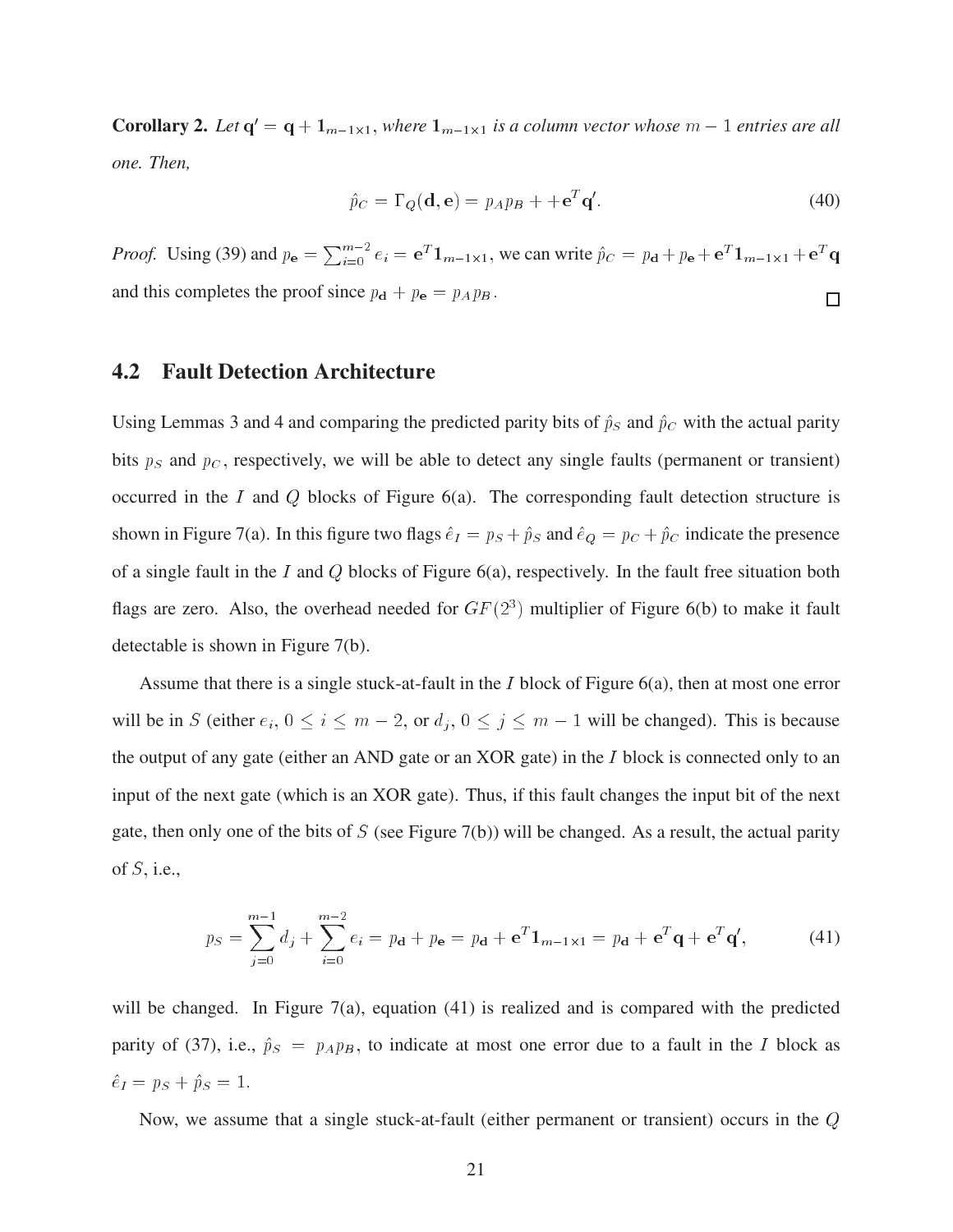**Corollary 2.** *Let $\mathbf{q}' = \mathbf{q} + \mathbf{1}_{m-1\times 1}$, where $\mathbf{1}_{m-1\times 1}$ is a column vector whose $m-1$ entries are all one. Then,*

$$\hat{p}_C = \Gamma_Q(\mathbf{d}, \mathbf{e}) = p_A p_B + + \mathbf{e}^T \mathbf{q}'. \tag{40}$$

*Proof.* Using (39) and $p_{\mathbf{e}} = \sum_{i=0}^{m-2} e_i = \mathbf{e}^T \mathbf{1}_{m-1\times 1}$, we can write $\hat{p}_C = p_{\mathbf{d}} + p_{\mathbf{e}} + \mathbf{e}^T \mathbf{1}_{m-1\times 1} + \mathbf{e}^T \mathbf{q}$ and this completes the proof since $p_{\mathbf{d}} + p_{\mathbf{e}} = p_A p_B$. □

## 4.2 Fault Detection Architecture

Using Lemmas 3 and 4 and comparing the predicted parity bits of $\hat{p}_S$ and $\hat{p}_C$ with the actual parity bits $p_S$ and $p_C$, respectively, we will be able to detect any single faults (permanent or transient) occurred in the $I$ and $Q$ blocks of Figure 6(a). The corresponding fault detection structure is shown in Figure 7(a). In this figure two flags $\hat{e}_I = p_S + \hat{p}_S$ and $\hat{e}_Q = p_C + \hat{p}_C$ indicate the presence of a single fault in the $I$ and $Q$ blocks of Figure 6(a), respectively. In the fault free situation both flags are zero. Also, the overhead needed for $GF(2^3)$ multiplier of Figure 6(b) to make it fault detectable is shown in Figure 7(b).

Assume that there is a single stuck-at-fault in the $I$ block of Figure 6(a), then at most one error will be in $S$ (either $e_i$, $0 \leq i \leq m-2$, or $d_j$, $0 \leq j \leq m-1$ will be changed). This is because the output of any gate (either an AND gate or an XOR gate) in the $I$ block is connected only to an input of the next gate (which is an XOR gate). Thus, if this fault changes the input bit of the next gate, then only one of the bits of $S$ (see Figure 7(b)) will be changed. As a result, the actual parity of $S$, i.e.,

$$p_S = \sum_{j=0}^{m-1} d_j + \sum_{i=0}^{m-2} e_i = p_{\mathbf{d}} + p_{\mathbf{e}} = p_{\mathbf{d}} + \mathbf{e}^T \mathbf{1}_{m-1\times 1} = p_{\mathbf{d}} + \mathbf{e}^T \mathbf{q} + \mathbf{e}^T \mathbf{q}', \tag{41}$$

will be changed. In Figure 7(a), equation (41) is realized and is compared with the predicted parity of (37), i.e., $\hat{p}_S = p_A p_B$, to indicate at most one error due to a fault in the $I$ block as $\hat{e}_I = p_S + \hat{p}_S = 1$.

Now, we assume that a single stuck-at-fault (either permanent or transient) occurs in the $Q$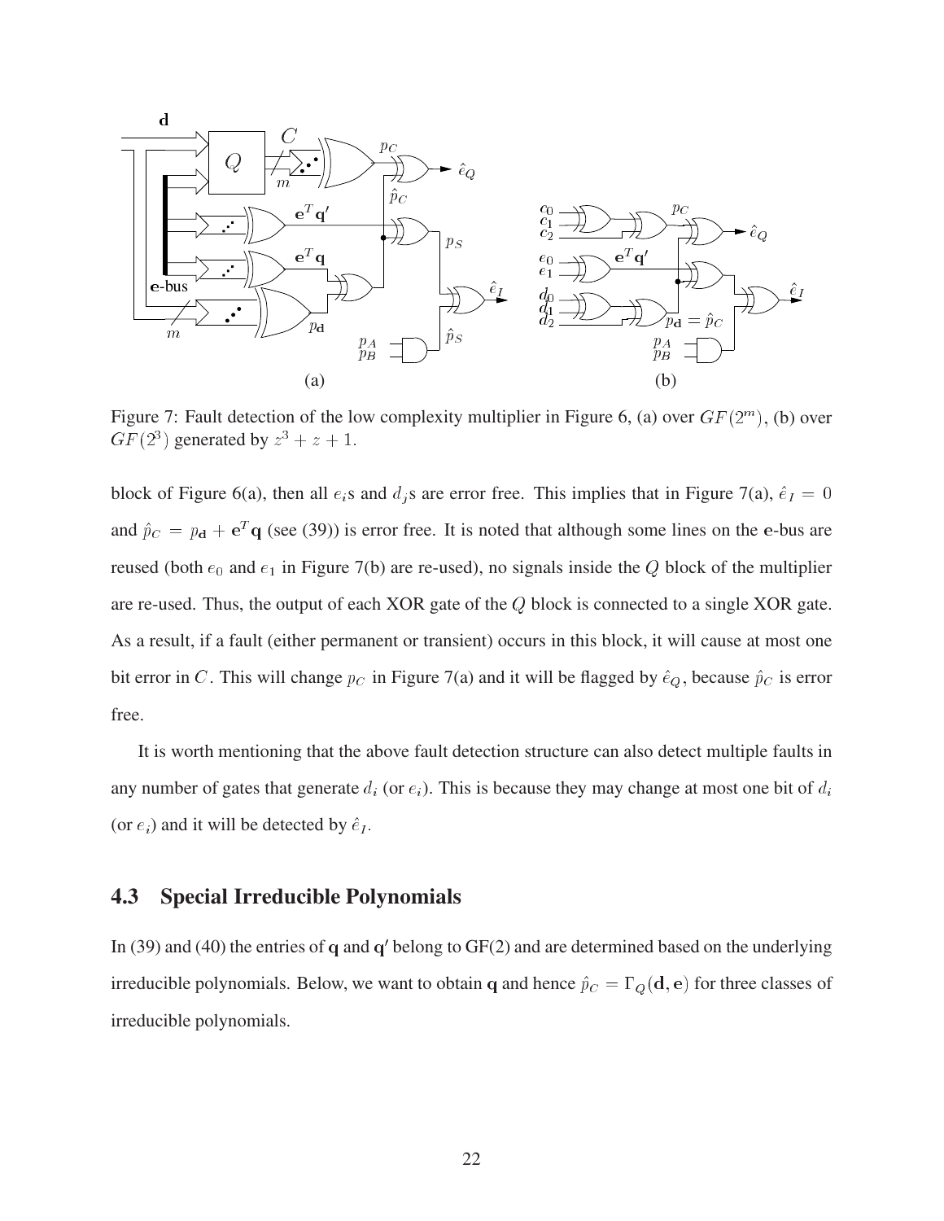Figure 7: Fault detection of the low complexity multiplier in Figure 6, (a) over $GF(2^m)$, (b) over $GF(2^3)$ generated by $z^3 + z + 1$.

block of Figure 6(a), then all $e_i$s and $d_j$s are error free. This implies that in Figure 7(a), $\hat{e}_I = 0$ and $\hat{p}_C = p_{\mathbf{d}} + \mathbf{e}^T \mathbf{q}$ (see (39)) is error free. It is noted that although some lines on the $\mathbf{e}$-bus are reused (both $e_0$ and $e_1$ in Figure 7(b) are re-used), no signals inside the $Q$ block of the multiplier are re-used. Thus, the output of each XOR gate of the $Q$ block is connected to a single XOR gate. As a result, if a fault (either permanent or transient) occurs in this block, it will cause at most one bit error in $C$. This will change $p_C$ in Figure 7(a) and it will be flagged by $\hat{e}_Q$, because $\hat{p}_C$ is error free.

It is worth mentioning that the above fault detection structure can also detect multiple faults in any number of gates that generate $d_i$ (or $e_i$). This is because they may change at most one bit of $d_i$ (or $e_i$) and it will be detected by $\hat{e}_I$.

### 4.3 Special Irreducible Polynomials

In (39) and (40) the entries of $\mathbf{q}$ and $\mathbf{q}'$ belong to GF(2) and are determined based on the underlying irreducible polynomials. Below, we want to obtain $\mathbf{q}$ and hence $\hat{p}_C = \Gamma_Q(\mathbf{d}, \mathbf{e})$ for three classes of irreducible polynomials.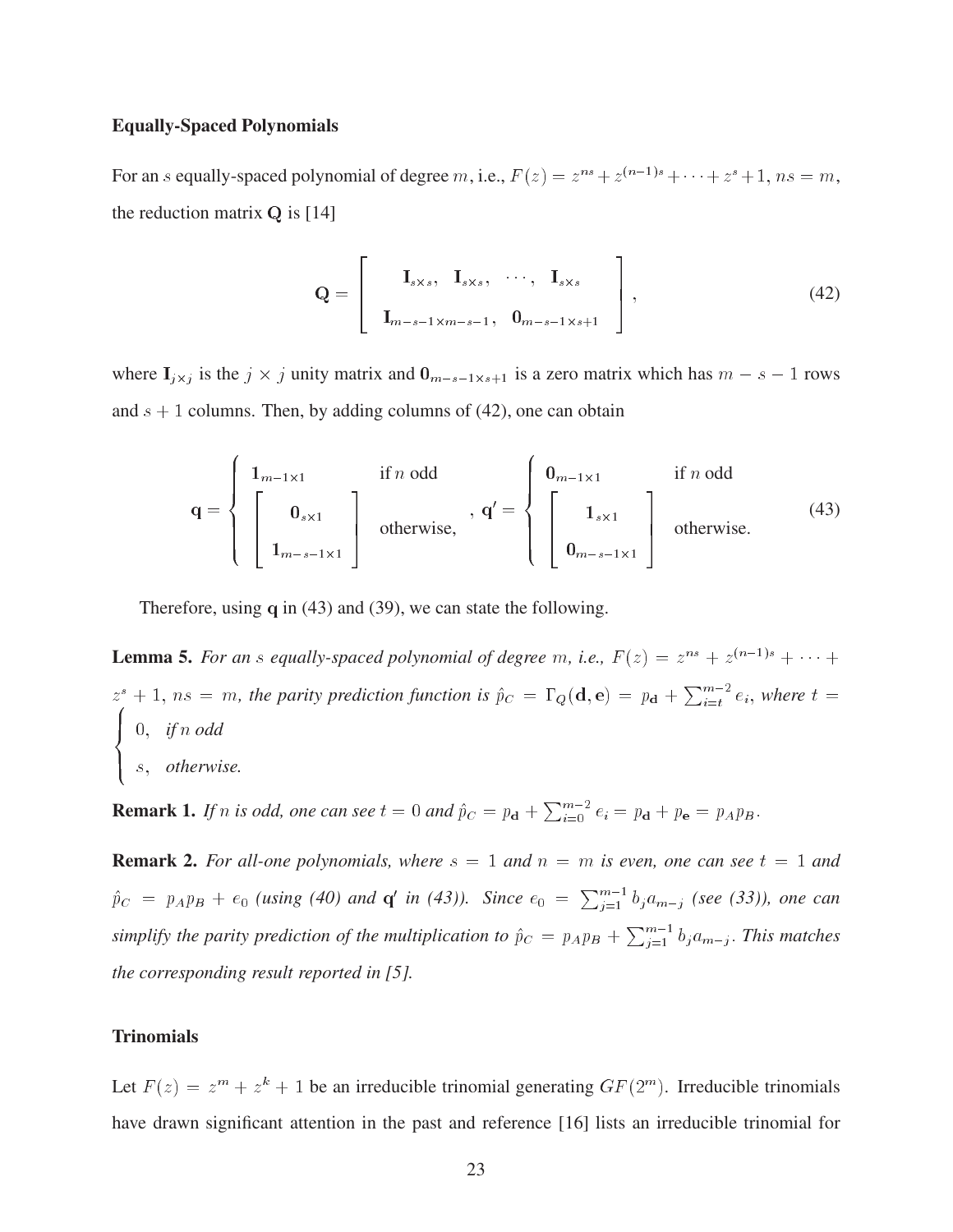### Equally-Spaced Polynomials

For an $s$ equally-spaced polynomial of degree $m$, i.e., $F(z) = z^{ns} + z^{(n-1)s} + \cdots + z^s + 1$, $ns = m$, the reduction matrix $\mathbf{Q}$ is [14]

$$\mathbf{Q} = \begin{bmatrix} \mathbf{I}_{s\times s}, & \mathbf{I}_{s\times s}, & \cdots, & \mathbf{I}_{s\times s} \\ \mathbf{I}_{m-s-1\times m-s-1}, & \mathbf{0}_{m-s-1\times s+1} & & \end{bmatrix}, \tag{42}$$

where $\mathbf{I}_{j\times j}$ is the $j \times j$ unity matrix and $\mathbf{0}_{m-s-1\times s+1}$ is a zero matrix which has $m-s-1$ rows and $s+1$ columns. Then, by adding columns of (42), one can obtain

$$\mathbf{q} = \begin{cases} \mathbf{1}_{m-1\times 1} & \text{if } n \text{ odd} \\ \begin{bmatrix} \mathbf{0}_{s\times 1} \\ \mathbf{1}_{m-s-1\times 1} \end{bmatrix} & \text{otherwise,} \end{cases}, \; \mathbf{q}' = \begin{cases} \mathbf{0}_{m-1\times 1} & \text{if } n \text{ odd} \\ \begin{bmatrix} \mathbf{1}_{s\times 1} \\ \mathbf{0}_{m-s-1\times 1} \end{bmatrix} & \text{otherwise.} \end{cases} \tag{43}$$

Therefore, using $\mathbf{q}$ in (43) and (39), we can state the following.

**Lemma 5.** *For an $s$ equally-spaced polynomial of degree $m$, i.e., $F(z) = z^{ns} + z^{(n-1)s} + \cdots + z^s + 1$, $ns = m$, the parity prediction function is $\hat{p}_C = \Gamma_Q(\mathbf{d}, \mathbf{e}) = p_{\mathbf{d}} + \sum_{i=t}^{m-2} e_i$, where $t = \begin{cases} 0, & \text{if } n \text{ odd} \\ s, & \text{otherwise.} \end{cases}$*

**Remark 1.** *If $n$ is odd, one can see $t = 0$ and $\hat{p}_C = p_{\mathbf{d}} + \sum_{i=0}^{m-2} e_i = p_{\mathbf{d}} + p_{\mathbf{e}} = p_A p_B$.*

**Remark 2.** *For all-one polynomials, where $s = 1$ and $n = m$ is even, one can see $t = 1$ and $\hat{p}_C = p_A p_B + e_0$ (using (40) and $\mathbf{q}'$ in (43)). Since $e_0 = \sum_{j=1}^{m-1} b_j a_{m-j}$ (see (33)), one can simplify the parity prediction of the multiplication to $\hat{p}_C = p_A p_B + \sum_{j=1}^{m-1} b_j a_{m-j}$. This matches the corresponding result reported in [5].*

### Trinomials

Let $F(z) = z^m + z^k + 1$ be an irreducible trinomial generating $GF(2^m)$. Irreducible trinomials have drawn significant attention in the past and reference [16] lists an irreducible trinomial for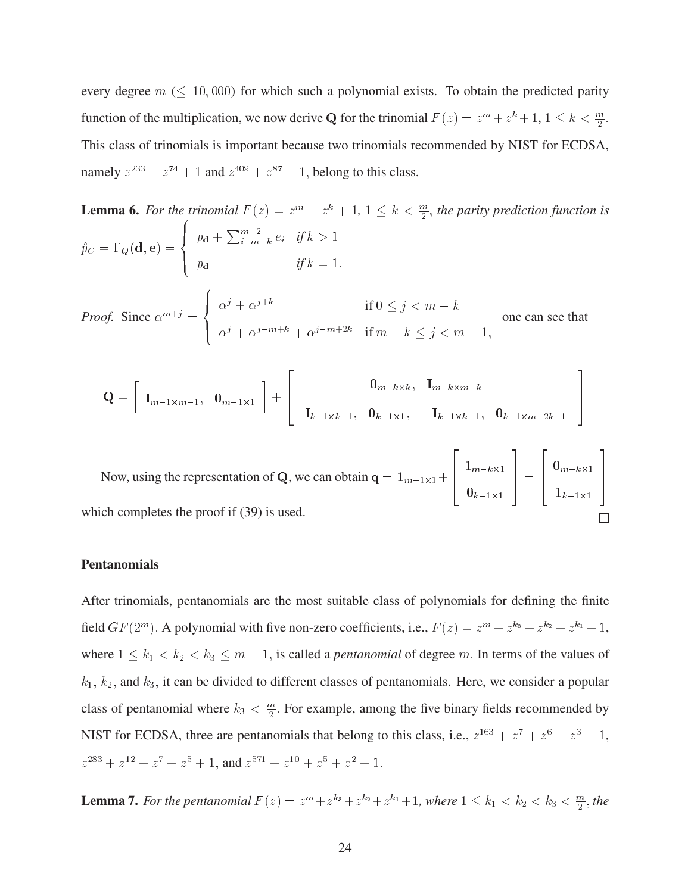every degree $m$ ($\leq$ 10,000) for which such a polynomial exists. To obtain the predicted parity function of the multiplication, we now derive $\mathbf{Q}$ for the trinomial $F(z) = z^m + z^k + 1$, $1 \leq k < \frac{m}{2}$. This class of trinomials is important because two trinomials recommended by NIST for ECDSA, namely $z^{233} + z^{74} + 1$ and $z^{409} + z^{87} + 1$, belong to this class.

**Lemma 6.** *For the trinomial $F(z) = z^m + z^k + 1$, $1 \leq k < \frac{m}{2}$, the parity prediction function is*

$$\hat{p}_C = \Gamma_Q(\mathbf{d}, \mathbf{e}) = \begin{cases} p_{\mathbf{d}} + \sum_{i=m-k}^{m-2} e_i & \text{if } k > 1 \\ p_{\mathbf{d}} & \text{if } k = 1. \end{cases}$$

*Proof.* Since $\alpha^{m+j} = \begin{cases} \alpha^j + \alpha^{j+k} & \text{if } 0 \leq j < m-k \\ \alpha^j + \alpha^{j-m+k} + \alpha^{j-m+2k} & \text{if } m-k \leq j < m-1, \end{cases}$ one can see that

$$\mathbf{Q} = \left[ \begin{array}{cc} \mathbf{I}_{m-1 \times m-1}, & \mathbf{0}_{m-1 \times 1} \end{array} \right] + \left[ \begin{array}{c} \mathbf{0}_{m-k \times k}, \quad \mathbf{I}_{m-k \times m-k} \\ \mathbf{I}_{k-1 \times k-1}, \quad \mathbf{0}_{k-1 \times 1}, \quad \mathbf{I}_{k-1 \times k-1}, \quad \mathbf{0}_{k-1 \times m-2k-1} \end{array} \right]$$

Now, using the representation of $\mathbf{Q}$, we can obtain $\mathbf{q} = \mathbf{1}_{m-1 \times 1} + \left[ \begin{array}{c} \mathbf{1}_{m-k \times 1} \\ \mathbf{0}_{k-1 \times 1} \end{array} \right] = \left[ \begin{array}{c} \mathbf{0}_{m-k \times 1} \\ \mathbf{1}_{k-1 \times 1} \end{array} \right]$ which completes the proof if (39) is used. $\square$

### Pentanomials

After trinomials, pentanomials are the most suitable class of polynomials for defining the finite field $GF(2^m)$. A polynomial with five non-zero coefficients, i.e., $F(z) = z^m + z^{k_3} + z^{k_2} + z^{k_1} + 1$, where $1 \leq k_1 < k_2 < k_3 \leq m-1$, is called a *pentanomial* of degree $m$. In terms of the values of $k_1$, $k_2$, and $k_3$, it can be divided to different classes of pentanomials. Here, we consider a popular class of pentanomial where $k_3 < \frac{m}{2}$. For example, among the five binary fields recommended by NIST for ECDSA, three are pentanomials that belong to this class, i.e., $z^{163} + z^7 + z^6 + z^3 + 1$, $z^{283} + z^{12} + z^7 + z^5 + 1$, and $z^{571} + z^{10} + z^5 + z^2 + 1$.

**Lemma 7.** *For the pentanomial $F(z) = z^m + z^{k_3} + z^{k_2} + z^{k_1} + 1$, where $1 \leq k_1 < k_2 < k_3 < \frac{m}{2}$, the*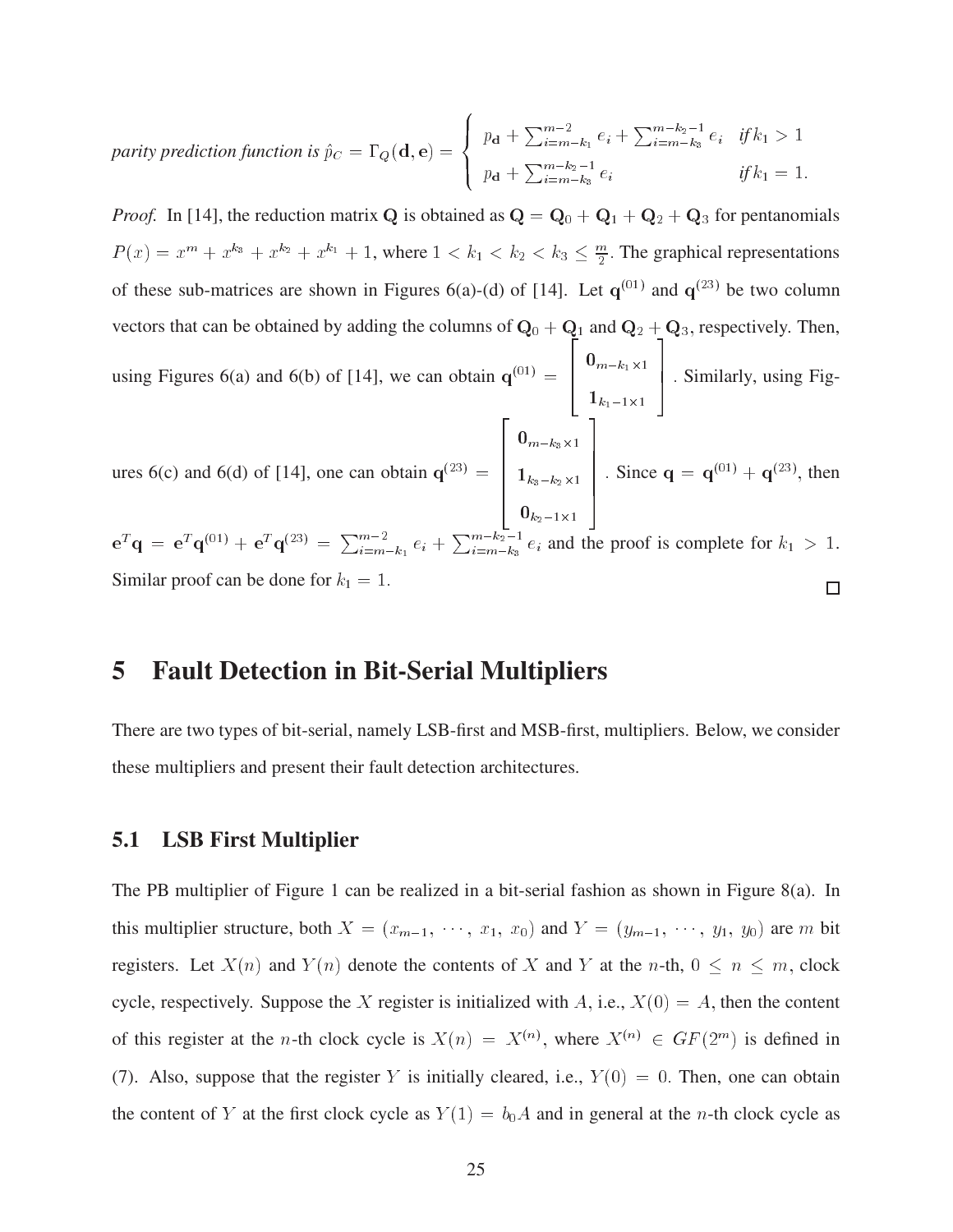*parity prediction function is* $\hat{p}_C = \Gamma_Q(\mathbf{d}, \mathbf{e}) = \begin{cases} p_{\mathbf{d}} + \sum_{i=m-k_1}^{m-2} e_i + \sum_{i=m-k_3}^{m-k_2-1} e_i & \textit{if } k_1 > 1 \\ p_{\mathbf{d}} + \sum_{i=m-k_3}^{m-k_2-1} e_i & \textit{if } k_1 = 1. \end{cases}$

*Proof.* In [14], the reduction matrix $\mathbf{Q}$ is obtained as $\mathbf{Q} = \mathbf{Q}_0 + \mathbf{Q}_1 + \mathbf{Q}_2 + \mathbf{Q}_3$ for pentanomials $P(x) = x^m + x^{k_3} + x^{k_2} + x^{k_1} + 1$, where $1 < k_1 < k_2 < k_3 \leq \frac{m}{2}$. The graphical representations of these sub-matrices are shown in Figures 6(a)-(d) of [14]. Let $\mathbf{q}^{(01)}$ and $\mathbf{q}^{(23)}$ be two column vectors that can be obtained by adding the columns of $\mathbf{Q}_0 + \mathbf{Q}_1$ and $\mathbf{Q}_2 + \mathbf{Q}_3$, respectively. Then, using Figures 6(a) and 6(b) of [14], we can obtain $\mathbf{q}^{(01)} = \begin{bmatrix} \mathbf{0}_{m-k_1 \times 1} \\ \mathbf{1}_{k_1-1 \times 1} \end{bmatrix}$. Similarly, using Figures 6(c) and 6(d) of [14], one can obtain $\mathbf{q}^{(23)} = \begin{bmatrix} \mathbf{0}_{m-k_3 \times 1} \\ \mathbf{1}_{k_3-k_2 \times 1} \\ \mathbf{0}_{k_2-1 \times 1} \end{bmatrix}$. Since $\mathbf{q} = \mathbf{q}^{(01)} + \mathbf{q}^{(23)}$, then $\mathbf{e}^T\mathbf{q} = \mathbf{e}^T\mathbf{q}^{(01)} + \mathbf{e}^T\mathbf{q}^{(23)} = \sum_{i=m-k_1}^{m-2} e_i + \sum_{i=m-k_3}^{m-k_2-1} e_i$ and the proof is complete for $k_1 > 1$. Similar proof can be done for $k_1 = 1$. □

# 5 Fault Detection in Bit-Serial Multipliers

There are two types of bit-serial, namely LSB-first and MSB-first, multipliers. Below, we consider these multipliers and present their fault detection architectures.

## 5.1 LSB First Multiplier

The PB multiplier of Figure 1 can be realized in a bit-serial fashion as shown in Figure 8(a). In this multiplier structure, both $X = (x_{m-1}, \cdots, x_1, x_0)$ and $Y = (y_{m-1}, \cdots, y_1, y_0)$ are $m$ bit registers. Let $X(n)$ and $Y(n)$ denote the contents of $X$ and $Y$ at the $n$-th, $0 \leq n \leq m$, clock cycle, respectively. Suppose the $X$ register is initialized with $A$, i.e., $X(0) = A$, then the content of this register at the $n$-th clock cycle is $X(n) = X^{(n)}$, where $X^{(n)} \in GF(2^m)$ is defined in (7). Also, suppose that the register $Y$ is initially cleared, i.e., $Y(0) = 0$. Then, one can obtain the content of $Y$ at the first clock cycle as $Y(1) = b_0A$ and in general at the $n$-th clock cycle as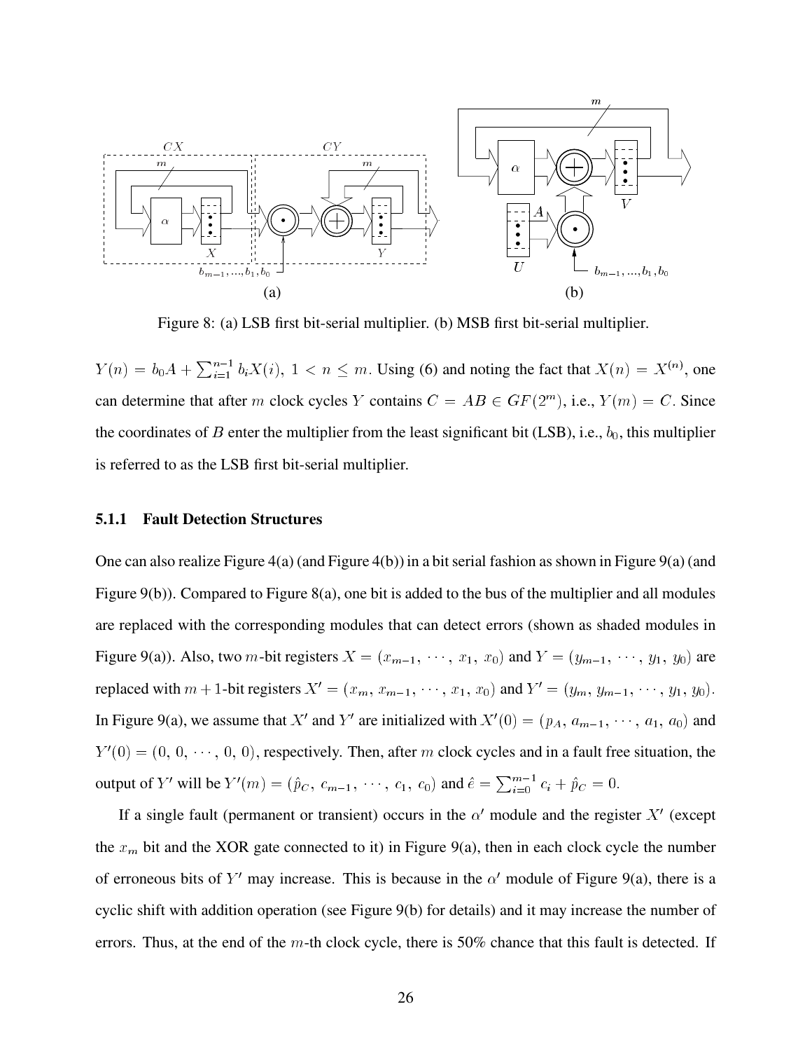Figure 8: (a) LSB first bit-serial multiplier. (b) MSB first bit-serial multiplier.

$Y(n) = b_0 A + \sum_{i=1}^{n-1} b_i X(i),\ 1 < n \leq m$. Using (6) and noting the fact that $X(n) = X^{(n)}$, one can determine that after $m$ clock cycles $Y$ contains $C = AB \in GF(2^m)$, i.e., $Y(m) = C$. Since the coordinates of $B$ enter the multiplier from the least significant bit (LSB), i.e., $b_0$, this multiplier is referred to as the LSB first bit-serial multiplier.

### 5.1.1 Fault Detection Structures

One can also realize Figure 4(a) (and Figure 4(b)) in a bit serial fashion as shown in Figure 9(a) (and Figure 9(b)). Compared to Figure 8(a), one bit is added to the bus of the multiplier and all modules are replaced with the corresponding modules that can detect errors (shown as shaded modules in Figure 9(a)). Also, two $m$-bit registers $X = (x_{m-1}, \cdots, x_1, x_0)$ and $Y = (y_{m-1}, \cdots, y_1, y_0)$ are replaced with $m+1$-bit registers $X' = (x_m, x_{m-1}, \cdots, x_1, x_0)$ and $Y' = (y_m, y_{m-1}, \cdots, y_1, y_0)$. In Figure 9(a), we assume that $X'$ and $Y'$ are initialized with $X'(0) = (p_A, a_{m-1}, \cdots, a_1, a_0)$ and $Y'(0) = (0, 0, \cdots, 0, 0)$, respectively. Then, after $m$ clock cycles and in a fault free situation, the output of $Y'$ will be $Y'(m) = (\hat{p}_C, c_{m-1}, \cdots, c_1, c_0)$ and $\hat{e} = \sum_{i=0}^{m-1} c_i + \hat{p}_C = 0$.

If a single fault (permanent or transient) occurs in the $\alpha'$ module and the register $X'$ (except the $x_m$ bit and the XOR gate connected to it) in Figure 9(a), then in each clock cycle the number of erroneous bits of $Y'$ may increase. This is because in the $\alpha'$ module of Figure 9(a), there is a cyclic shift with addition operation (see Figure 9(b) for details) and it may increase the number of errors. Thus, at the end of the $m$-th clock cycle, there is 50% chance that this fault is detected. If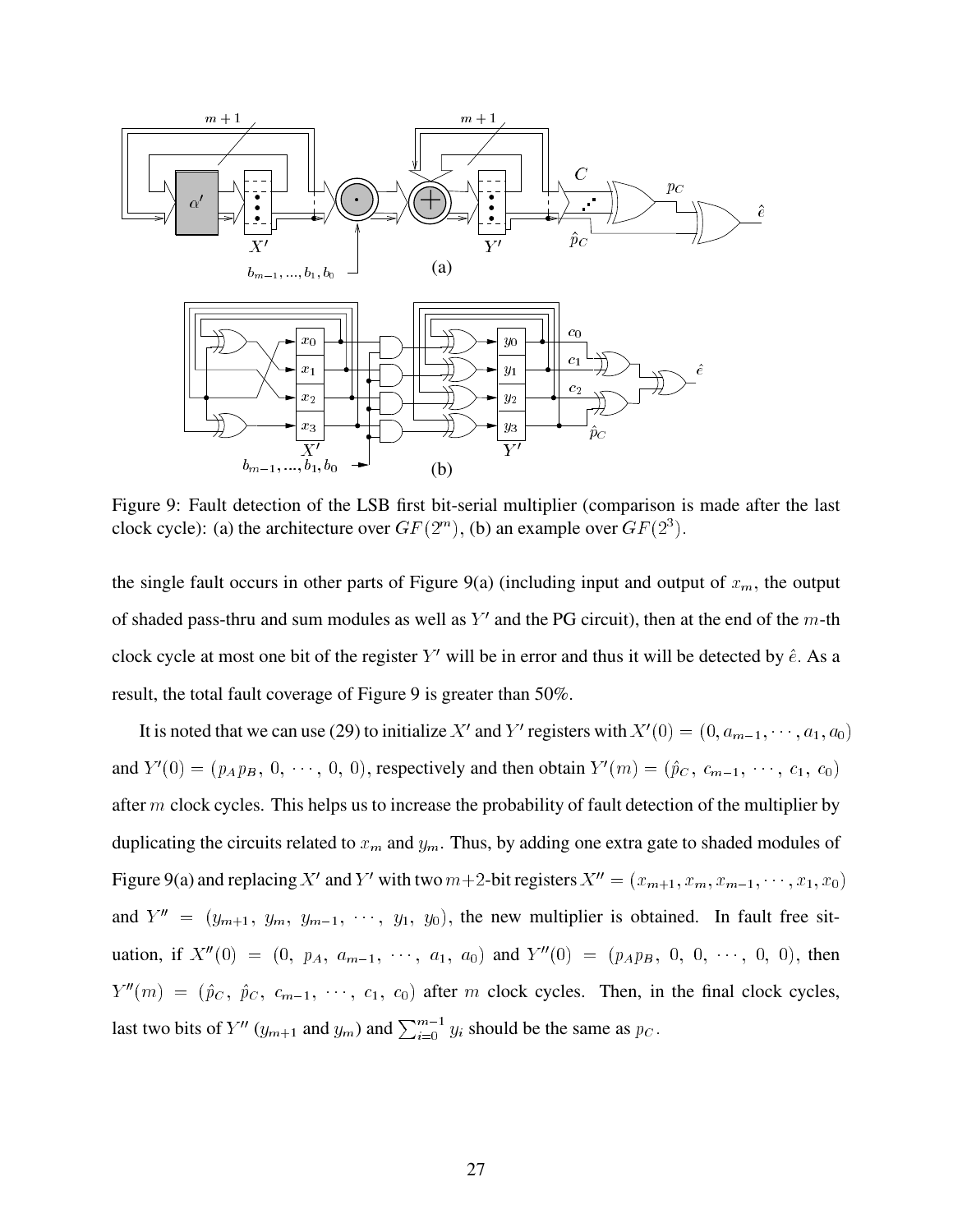Figure 9: Fault detection of the LSB first bit-serial multiplier (comparison is made after the last clock cycle): (a) the architecture over $GF(2^m)$, (b) an example over $GF(2^3)$.

the single fault occurs in other parts of Figure 9(a) (including input and output of $x_m$, the output of shaded pass-thru and sum modules as well as $Y'$ and the PG circuit), then at the end of the $m$-th clock cycle at most one bit of the register $Y'$ will be in error and thus it will be detected by $\hat{e}$. As a result, the total fault coverage of Figure 9 is greater than 50%.

It is noted that we can use (29) to initialize $X'$ and $Y'$ registers with $X'(0) = (0, a_{m-1}, \cdots, a_1, a_0)$ and $Y'(0) = (p_A p_B, 0, \cdots, 0, 0)$, respectively and then obtain $Y'(m) = (\hat{p}_C, c_{m-1}, \cdots, c_1, c_0)$ after $m$ clock cycles. This helps us to increase the probability of fault detection of the multiplier by duplicating the circuits related to $x_m$ and $y_m$. Thus, by adding one extra gate to shaded modules of Figure 9(a) and replacing $X'$ and $Y'$ with two $m+2$-bit registers $X'' = (x_{m+1}, x_m, x_{m-1}, \cdots, x_1, x_0)$ and $Y'' = (y_{m+1}, y_m, y_{m-1}, \cdots, y_1, y_0)$, the new multiplier is obtained. In fault free situation, if $X''(0) = (0, p_A, a_{m-1}, \cdots, a_1, a_0)$ and $Y''(0) = (p_A p_B, 0, 0, \cdots, 0, 0)$, then $Y''(m) = (\hat{p}_C, \hat{p}_C, c_{m-1}, \cdots, c_1, c_0)$ after $m$ clock cycles. Then, in the final clock cycles, last two bits of $Y''$ ($y_{m+1}$ and $y_m$) and $\sum_{i=0}^{m-1} y_i$ should be the same as $p_C$.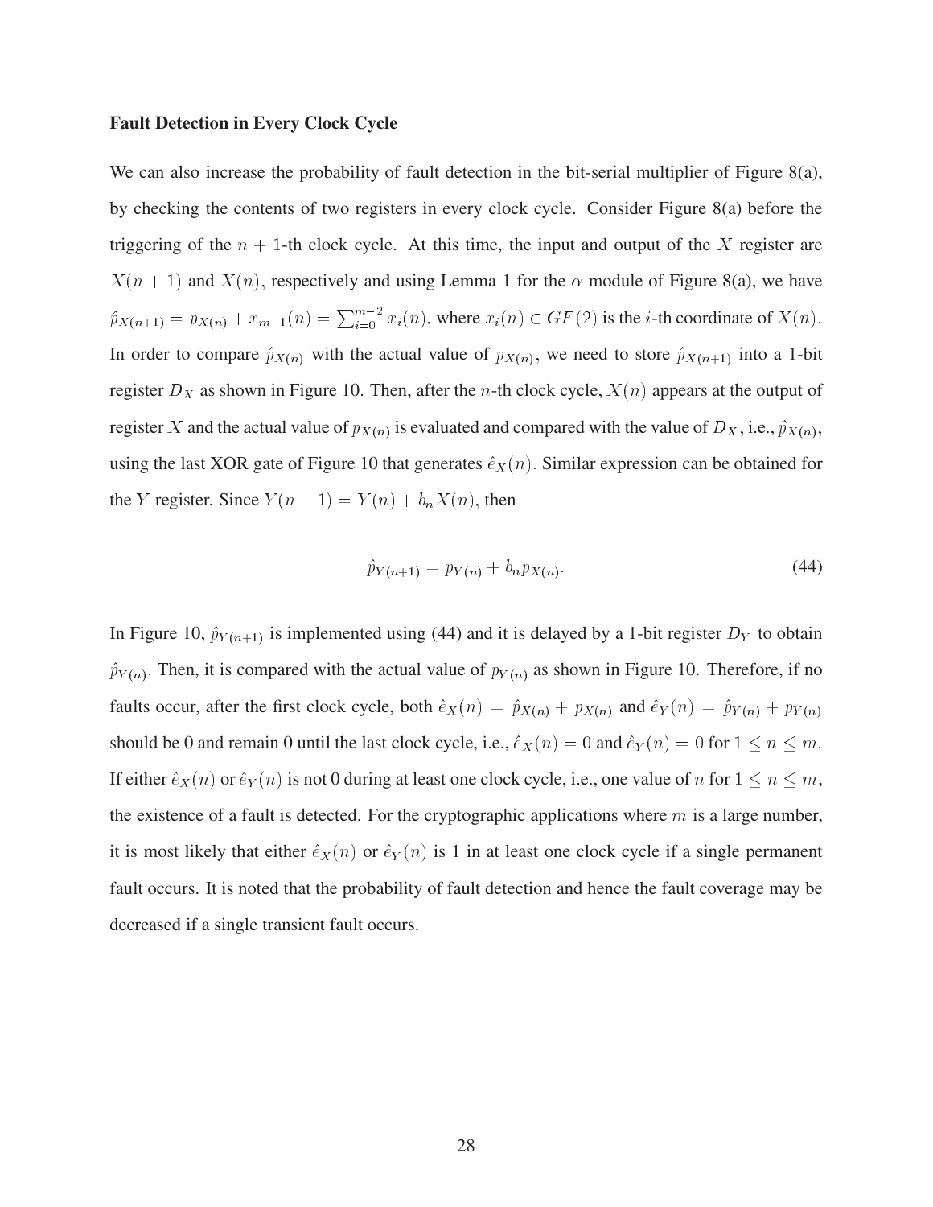**Fault Detection in Every Clock Cycle**

We can also increase the probability of fault detection in the bit-serial multiplier of Figure 8(a), by checking the contents of two registers in every clock cycle. Consider Figure 8(a) before the triggering of the $n + 1$-th clock cycle. At this time, the input and output of the $X$ register are $X(n + 1)$ and $X(n)$, respectively and using Lemma 1 for the $\alpha$ module of Figure 8(a), we have $\hat{p}_{X(n+1)} = p_{X(n)} + x_{m-1}(n) = \sum_{i=0}^{m-2} x_i(n)$, where $x_i(n) \in GF(2)$ is the $i$-th coordinate of $X(n)$. In order to compare $\hat{p}_{X(n)}$ with the actual value of $p_{X(n)}$, we need to store $\hat{p}_{X(n+1)}$ into a 1-bit register $D_X$ as shown in Figure 10. Then, after the $n$-th clock cycle, $X(n)$ appears at the output of register $X$ and the actual value of $p_{X(n)}$ is evaluated and compared with the value of $D_X$, i.e., $\hat{p}_{X(n)}$, using the last XOR gate of Figure 10 that generates $\hat{e}_X(n)$. Similar expression can be obtained for the $Y$ register. Since $Y(n + 1) = Y(n) + b_n X(n)$, then

$$\hat{p}_{Y(n+1)} = p_{Y(n)} + b_n p_{X(n)}. \tag{44}$$

In Figure 10, $\hat{p}_{Y(n+1)}$ is implemented using (44) and it is delayed by a 1-bit register $D_Y$ to obtain $\hat{p}_{Y(n)}$. Then, it is compared with the actual value of $p_{Y(n)}$ as shown in Figure 10. Therefore, if no faults occur, after the first clock cycle, both $\hat{e}_X(n) = \hat{p}_{X(n)} + p_{X(n)}$ and $\hat{e}_Y(n) = \hat{p}_{Y(n)} + p_{Y(n)}$ should be 0 and remain 0 until the last clock cycle, i.e., $\hat{e}_X(n) = 0$ and $\hat{e}_Y(n) = 0$ for $1 \leq n \leq m$. If either $\hat{e}_X(n)$ or $\hat{e}_Y(n)$ is not 0 during at least one clock cycle, i.e., one value of $n$ for $1 \leq n \leq m$, the existence of a fault is detected. For the cryptographic applications where $m$ is a large number, it is most likely that either $\hat{e}_X(n)$ or $\hat{e}_Y(n)$ is 1 in at least one clock cycle if a single permanent fault occurs. It is noted that the probability of fault detection and hence the fault coverage may be decreased if a single transient fault occurs.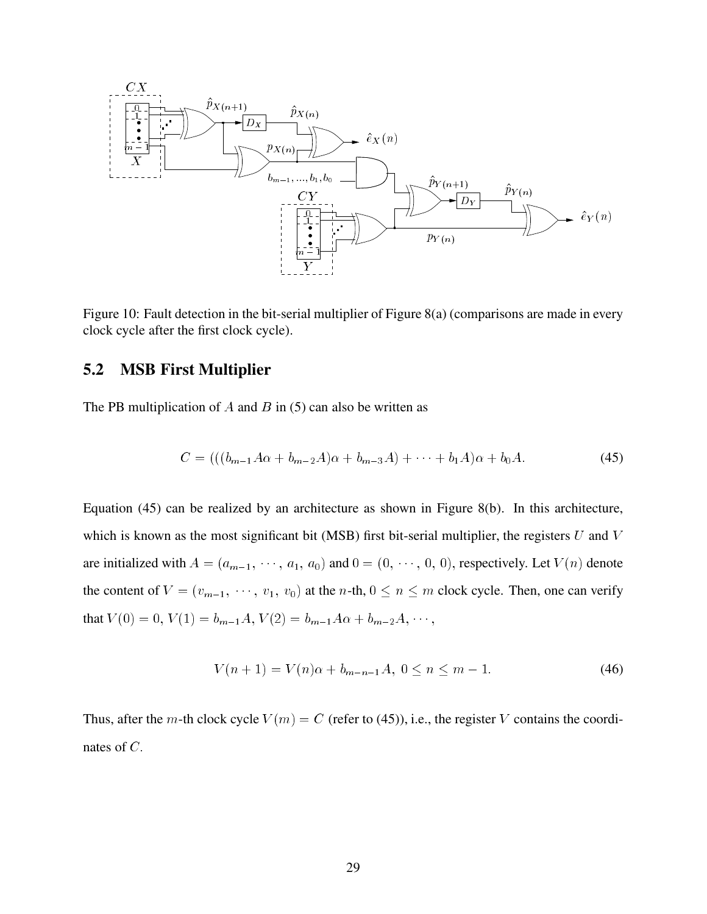Figure 10: Fault detection in the bit-serial multiplier of Figure 8(a) (comparisons are made in every clock cycle after the first clock cycle).

## 5.2 MSB First Multiplier

The PB multiplication of $A$ and $B$ in (5) can also be written as

$$C = (((b_{m-1}A\alpha + b_{m-2}A)\alpha + b_{m-3}A) + \cdots + b_1 A)\alpha + b_0 A. \tag{45}$$

Equation (45) can be realized by an architecture as shown in Figure 8(b). In this architecture, which is known as the most significant bit (MSB) first bit-serial multiplier, the registers $U$ and $V$ are initialized with $A = (a_{m-1}, \cdots, a_1, a_0)$ and $0 = (0, \cdots, 0, 0)$, respectively. Let $V(n)$ denote the content of $V = (v_{m-1}, \cdots, v_1, v_0)$ at the $n$-th, $0 \leq n \leq m$ clock cycle. Then, one can verify that $V(0) = 0$, $V(1) = b_{m-1}A$, $V(2) = b_{m-1}A\alpha + b_{m-2}A, \cdots,$

$$V(n+1) = V(n)\alpha + b_{m-n-1}A, \ 0 \leq n \leq m-1. \tag{46}$$

Thus, after the $m$-th clock cycle $V(m) = C$ (refer to (45)), i.e., the register $V$ contains the coordinates of $C$.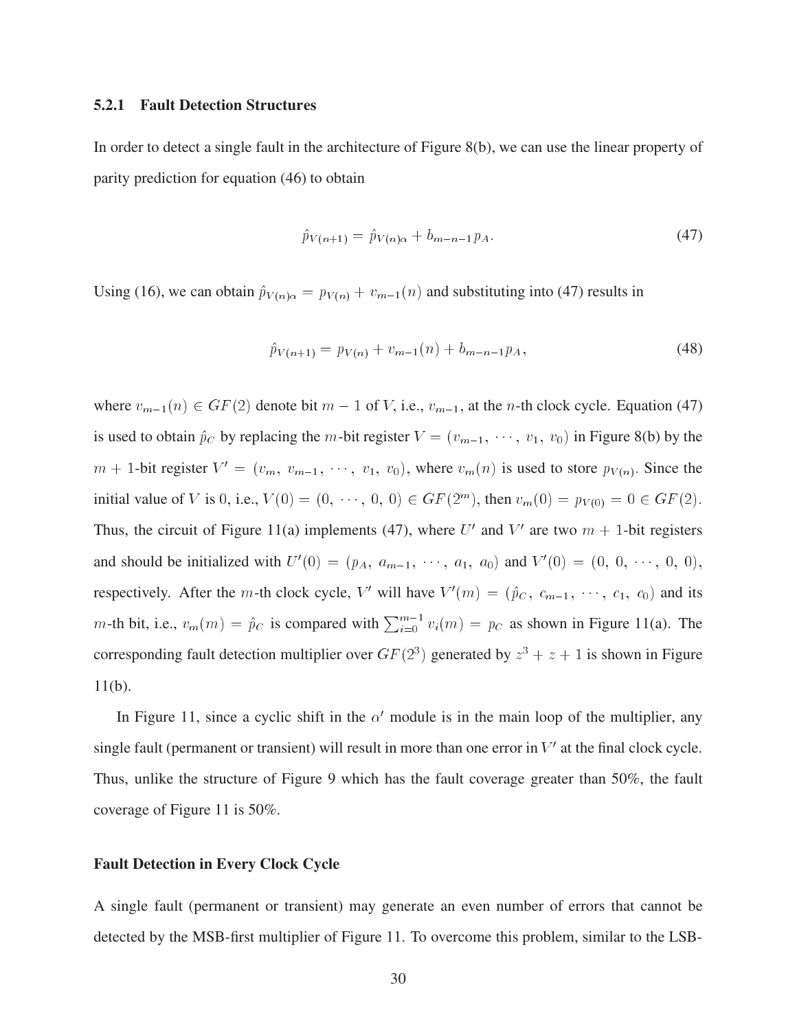### 5.2.1 Fault Detection Structures

In order to detect a single fault in the architecture of Figure 8(b), we can use the linear property of parity prediction for equation (46) to obtain

$$\hat{p}_{V(n+1)} = \hat{p}_{V(n)\alpha} + b_{m-n-1}p_A. \tag{47}$$

Using (16), we can obtain $\hat{p}_{V(n)\alpha} = p_{V(n)} + v_{m-1}(n)$ and substituting into (47) results in

$$\hat{p}_{V(n+1)} = p_{V(n)} + v_{m-1}(n) + b_{m-n-1}p_A, \tag{48}$$

where $v_{m-1}(n) \in GF(2)$ denote bit $m-1$ of $V$, i.e., $v_{m-1}$, at the $n$-th clock cycle. Equation (47) is used to obtain $\hat{p}_C$ by replacing the $m$-bit register $V = (v_{m-1}, \cdots, v_1, v_0)$ in Figure 8(b) by the $m+1$-bit register $V' = (v_m, v_{m-1}, \cdots, v_1, v_0)$, where $v_m(n)$ is used to store $p_{V(n)}$. Since the initial value of $V$ is 0, i.e., $V(0) = (0, \cdots, 0, 0) \in GF(2^m)$, then $v_m(0) = p_{V(0)} = 0 \in GF(2)$. Thus, the circuit of Figure 11(a) implements (47), where $U'$ and $V'$ are two $m+1$-bit registers and should be initialized with $U'(0) = (p_A, a_{m-1}, \cdots, a_1, a_0)$ and $V'(0) = (0, 0, \cdots, 0, 0)$, respectively. After the $m$-th clock cycle, $V'$ will have $V'(m) = (\hat{p}_C, c_{m-1}, \cdots, c_1, c_0)$ and its $m$-th bit, i.e., $v_m(m) = \hat{p}_C$ is compared with $\sum_{i=0}^{m-1} v_i(m) = p_C$ as shown in Figure 11(a). The corresponding fault detection multiplier over $GF(2^3)$ generated by $z^3 + z + 1$ is shown in Figure 11(b).

In Figure 11, since a cyclic shift in the $\alpha'$ module is in the main loop of the multiplier, any single fault (permanent or transient) will result in more than one error in $V'$ at the final clock cycle. Thus, unlike the structure of Figure 9 which has the fault coverage greater than 50%, the fault coverage of Figure 11 is 50%.

#### Fault Detection in Every Clock Cycle

A single fault (permanent or transient) may generate an even number of errors that cannot be detected by the MSB-first multiplier of Figure 11. To overcome this problem, similar to the LSB-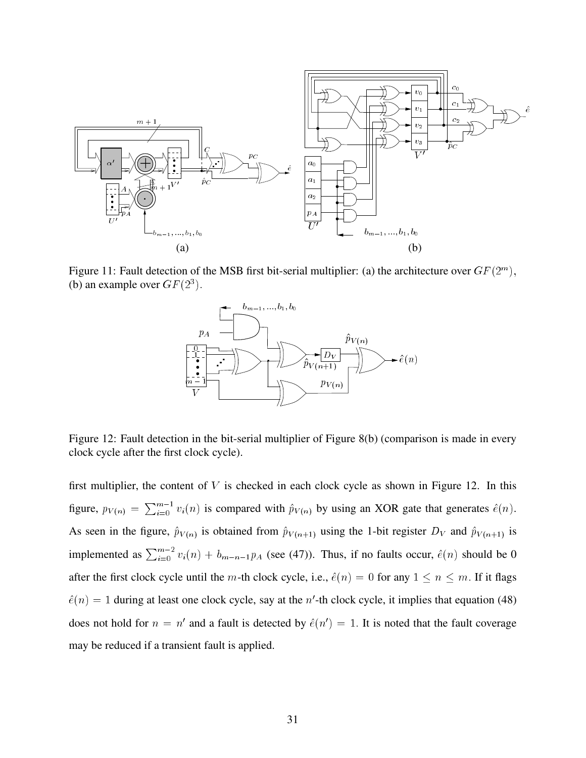Figure 11: Fault detection of the MSB first bit-serial multiplier: (a) the architecture over $GF(2^m)$, (b) an example over $GF(2^3)$.

Figure 12: Fault detection in the bit-serial multiplier of Figure 8(b) (comparison is made in every clock cycle after the first clock cycle).

first multiplier, the content of $V$ is checked in each clock cycle as shown in Figure 12. In this figure, $p_{V(n)} = \sum_{i=0}^{m-1} v_i(n)$ is compared with $\hat{p}_{V(n)}$ by using an XOR gate that generates $\hat{e}(n)$. As seen in the figure, $\hat{p}_{V(n)}$ is obtained from $\hat{p}_{V(n+1)}$ using the 1-bit register $D_V$ and $\hat{p}_{V(n+1)}$ is implemented as $\sum_{i=0}^{m-2} v_i(n) + b_{m-n-1}p_A$ (see (47)). Thus, if no faults occur, $\hat{e}(n)$ should be 0 after the first clock cycle until the $m$-th clock cycle, i.e., $\hat{e}(n) = 0$ for any $1 \leq n \leq m$. If it flags $\hat{e}(n) = 1$ during at least one clock cycle, say at the $n'$-th clock cycle, it implies that equation (48) does not hold for $n = n'$ and a fault is detected by $\hat{e}(n') = 1$. It is noted that the fault coverage may be reduced if a transient fault is applied.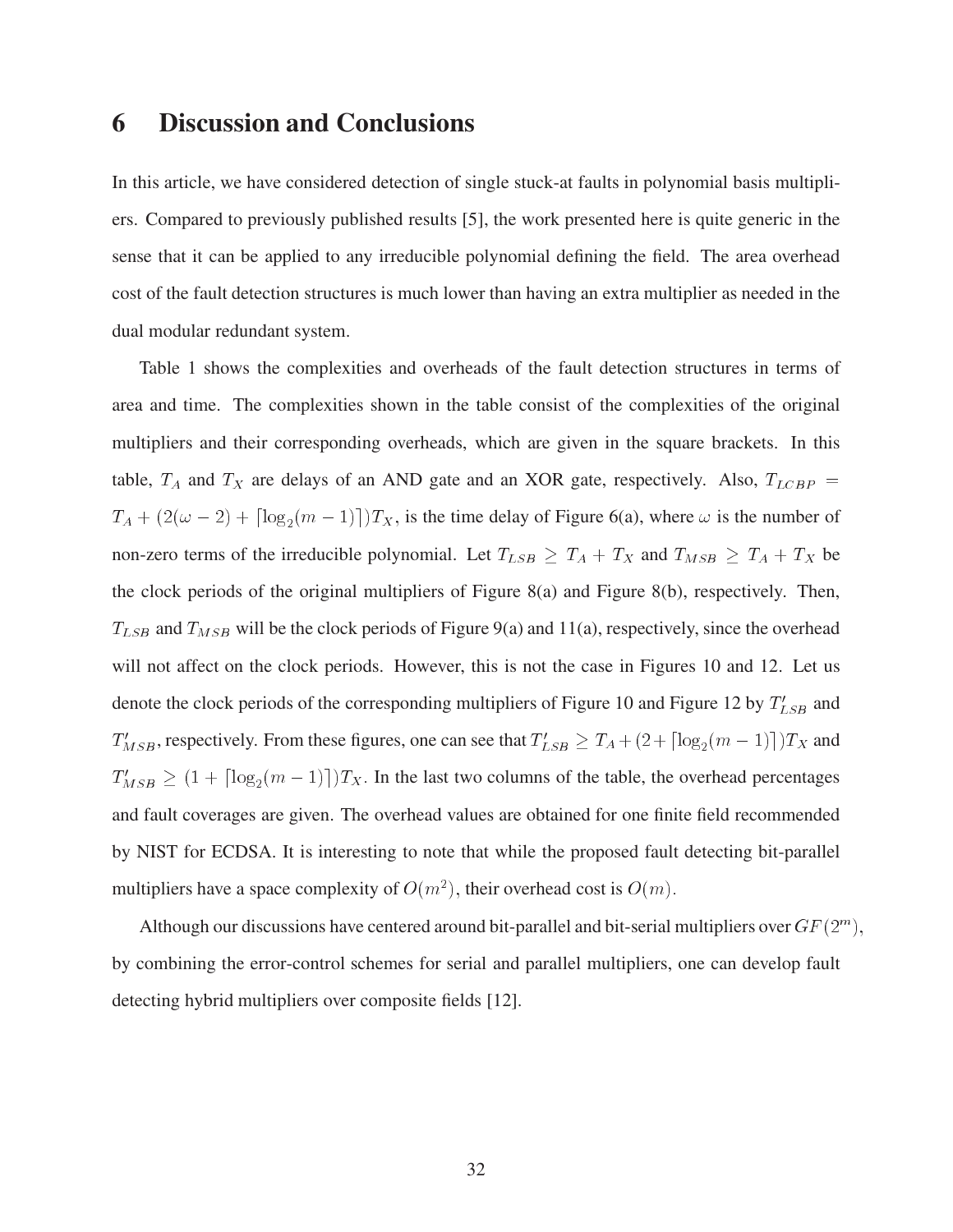# 6 Discussion and Conclusions

In this article, we have considered detection of single stuck-at faults in polynomial basis multipliers. Compared to previously published results [5], the work presented here is quite generic in the sense that it can be applied to any irreducible polynomial defining the field. The area overhead cost of the fault detection structures is much lower than having an extra multiplier as needed in the dual modular redundant system.

Table 1 shows the complexities and overheads of the fault detection structures in terms of area and time. The complexities shown in the table consist of the complexities of the original multipliers and their corresponding overheads, which are given in the square brackets. In this table, $T_A$ and $T_X$ are delays of an AND gate and an XOR gate, respectively. Also, $T_{LCBP} = T_A + (2(\omega - 2) + \lceil \log_2(m-1) \rceil)T_X$, is the time delay of Figure 6(a), where $\omega$ is the number of non-zero terms of the irreducible polynomial. Let $T_{LSB} \geq T_A + T_X$ and $T_{MSB} \geq T_A + T_X$ be the clock periods of the original multipliers of Figure 8(a) and Figure 8(b), respectively. Then, $T_{LSB}$ and $T_{MSB}$ will be the clock periods of Figure 9(a) and 11(a), respectively, since the overhead will not affect on the clock periods. However, this is not the case in Figures 10 and 12. Let us denote the clock periods of the corresponding multipliers of Figure 10 and Figure 12 by $T'_{LSB}$ and $T'_{MSB}$, respectively. From these figures, one can see that $T'_{LSB} \geq T_A + (2 + \lceil \log_2(m-1) \rceil)T_X$ and $T'_{MSB} \geq (1 + \lceil \log_2(m-1) \rceil)T_X$. In the last two columns of the table, the overhead percentages and fault coverages are given. The overhead values are obtained for one finite field recommended by NIST for ECDSA. It is interesting to note that while the proposed fault detecting bit-parallel multipliers have a space complexity of $O(m^2)$, their overhead cost is $O(m)$.

Although our discussions have centered around bit-parallel and bit-serial multipliers over $GF(2^m)$, by combining the error-control schemes for serial and parallel multipliers, one can develop fault detecting hybrid multipliers over composite fields [12].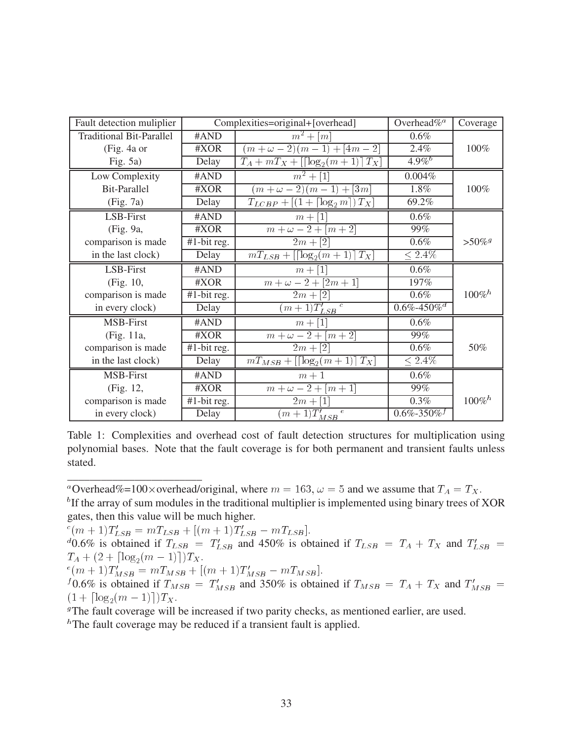| Fault detection muliplier | | Complexities=original+[overhead] | Overhead%[a] | Coverage |
|---|---|---|---|---|
| Traditional Bit-Parallel | #AND | $m^2 + [m]$ | 0.6% | |
| (Fig. 4a or | #XOR | $(m + \omega - 2)(m - 1) + [4m - 2]$ | 2.4% | 100% |
| Fig. 5a) | Delay | $T_A + mT_X + [\lceil \log_2(m+1) \rceil T_X]$ | 4.9%[b] | |
| Low Complexity | #AND | $m^2 + [1]$ | 0.004% | |
| Bit-Parallel | #XOR | $(m + \omega - 2)(m - 1) + [3m]$ | 1.8% | 100% |
| (Fig. 7a) | Delay | $T_{LCBP} + [(1 + \lceil \log_2 m \rceil) T_X]$ | 69.2% | |
| LSB-First | #AND | $m + [1]$ | 0.6% | |
| (Fig. 9a, | #XOR | $m + \omega - 2 + [m + 2]$ | 99% | |
| comparison is made | #1-bit reg. | $2m + [2]$ | 0.6% | >50%[g] |
| in the last clock) | Delay | $mT_{LSB} + [\lceil \log_2(m+1) \rceil T_X]$ | $\leq 2.4\%$ | |
| LSB-First | #AND | $m + [1]$ | 0.6% | |
| (Fig. 10, | #XOR | $m + \omega - 2 + [2m + 1]$ | 197% | |
| comparison is made | #1-bit reg. | $2m + [2]$ | 0.6% | 100%[h] |
| in every clock) | Delay | $(m+1)T'_{LSB}$ [c] | 0.6%-450%[d] | |
| MSB-First | #AND | $m + [1]$ | 0.6% | |
| (Fig. 11a, | #XOR | $m + \omega - 2 + [m + 2]$ | 99% | |
| comparison is made | #1-bit reg. | $2m + [2]$ | 0.6% | 50% |
| in the last clock) | Delay | $mT_{MSB} + [\lceil \log_2(m+1) \rceil T_X]$ | $\leq 2.4\%$ | |
| MSB-First | #AND | $m + 1$ | 0.6% | |
| (Fig. 12, | #XOR | $m + \omega - 2 + [m + 1]$ | 99% | |
| comparison is made | #1-bit reg. | $2m + [1]$ | 0.3% | 100%[h] |
| in every clock) | Delay | $(m+1)T'_{MSB}$ [e] | 0.6%-350%[f] | |

Table 1: Complexities and overhead cost of fault detection structures for multiplication using polynomial bases. Note that the fault coverage is for both permanent and transient faults unless stated.

---

[a] Overhead%=100×overhead/original, where $m = 163$, $\omega = 5$ and we assume that $T_A = T_X$.

[b] If the array of sum modules in the traditional multiplier is implemented using binary trees of XOR gates, then this value will be much higher.

[c] $(m+1)T'_{LSB} = mT_{LSB} + [(m+1)T'_{LSB} - mT_{LSB}]$.

[d] 0.6% is obtained if $T_{LSB} = T'_{LSB}$ and 450% is obtained if $T_{LSB} = T_A + T_X$ and $T'_{LSB} = T_A + (2 + \lceil \log_2(m-1) \rceil) T_X$.

[e] $(m+1)T'_{MSB} = mT_{MSB} + [(m+1)T'_{MSB} - mT_{MSB}]$.

[f] 0.6% is obtained if $T_{MSB} = T'_{MSB}$ and 350% is obtained if $T_{MSB} = T_A + T_X$ and $T'_{MSB} = (1 + \lceil \log_2(m-1) \rceil) T_X$.

[g] The fault coverage will be increased if two parity checks, as mentioned earlier, are used.

[h] The fault coverage may be reduced if a transient fault is applied.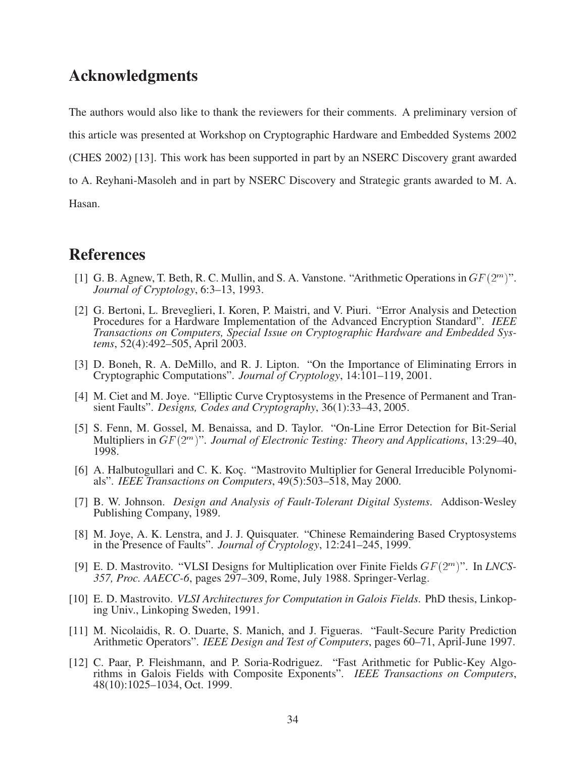## Acknowledgments

The authors would also like to thank the reviewers for their comments. A preliminary version of this article was presented at Workshop on Cryptographic Hardware and Embedded Systems 2002 (CHES 2002) [13]. This work has been supported in part by an NSERC Discovery grant awarded to A. Reyhani-Masoleh and in part by NSERC Discovery and Strategic grants awarded to M. A. Hasan.

## References

[1] G. B. Agnew, T. Beth, R. C. Mullin, and S. A. Vanstone. "Arithmetic Operations in $GF(2^m)$". *Journal of Cryptology*, 6:3–13, 1993.

[2] G. Bertoni, L. Breveglieri, I. Koren, P. Maistri, and V. Piuri. "Error Analysis and Detection Procedures for a Hardware Implementation of the Advanced Encryption Standard". *IEEE Transactions on Computers, Special Issue on Cryptographic Hardware and Embedded Systems*, 52(4):492–505, April 2003.

[3] D. Boneh, R. A. DeMillo, and R. J. Lipton. "On the Importance of Eliminating Errors in Cryptographic Computations". *Journal of Cryptology*, 14:101–119, 2001.

[4] M. Ciet and M. Joye. "Elliptic Curve Cryptosystems in the Presence of Permanent and Transient Faults". *Designs, Codes and Cryptography*, 36(1):33–43, 2005.

[5] S. Fenn, M. Gossel, M. Benaissa, and D. Taylor. "On-Line Error Detection for Bit-Serial Multipliers in $GF(2^m)$". *Journal of Electronic Testing: Theory and Applications*, 13:29–40, 1998.

[6] A. Halbutogullari and C. K. Koç. "Mastrovito Multiplier for General Irreducible Polynomials". *IEEE Transactions on Computers*, 49(5):503–518, May 2000.

[7] B. W. Johnson. *Design and Analysis of Fault-Tolerant Digital Systems*. Addison-Wesley Publishing Company, 1989.

[8] M. Joye, A. K. Lenstra, and J. J. Quisquater. "Chinese Remaindering Based Cryptosystems in the Presence of Faults". *Journal of Cryptology*, 12:241–245, 1999.

[9] E. D. Mastrovito. "VLSI Designs for Multiplication over Finite Fields $GF(2^m)$". In *LNCS-357, Proc. AAECC-6*, pages 297–309, Rome, July 1988. Springer-Verlag.

[10] E. D. Mastrovito. *VLSI Architectures for Computation in Galois Fields*. PhD thesis, Linkoping Univ., Linkoping Sweden, 1991.

[11] M. Nicolaidis, R. O. Duarte, S. Manich, and J. Figueras. "Fault-Secure Parity Prediction Arithmetic Operators". *IEEE Design and Test of Computers*, pages 60–71, April-June 1997.

[12] C. Paar, P. Fleishmann, and P. Soria-Rodriguez. "Fast Arithmetic for Public-Key Algorithms in Galois Fields with Composite Exponents". *IEEE Transactions on Computers*, 48(10):1025–1034, Oct. 1999.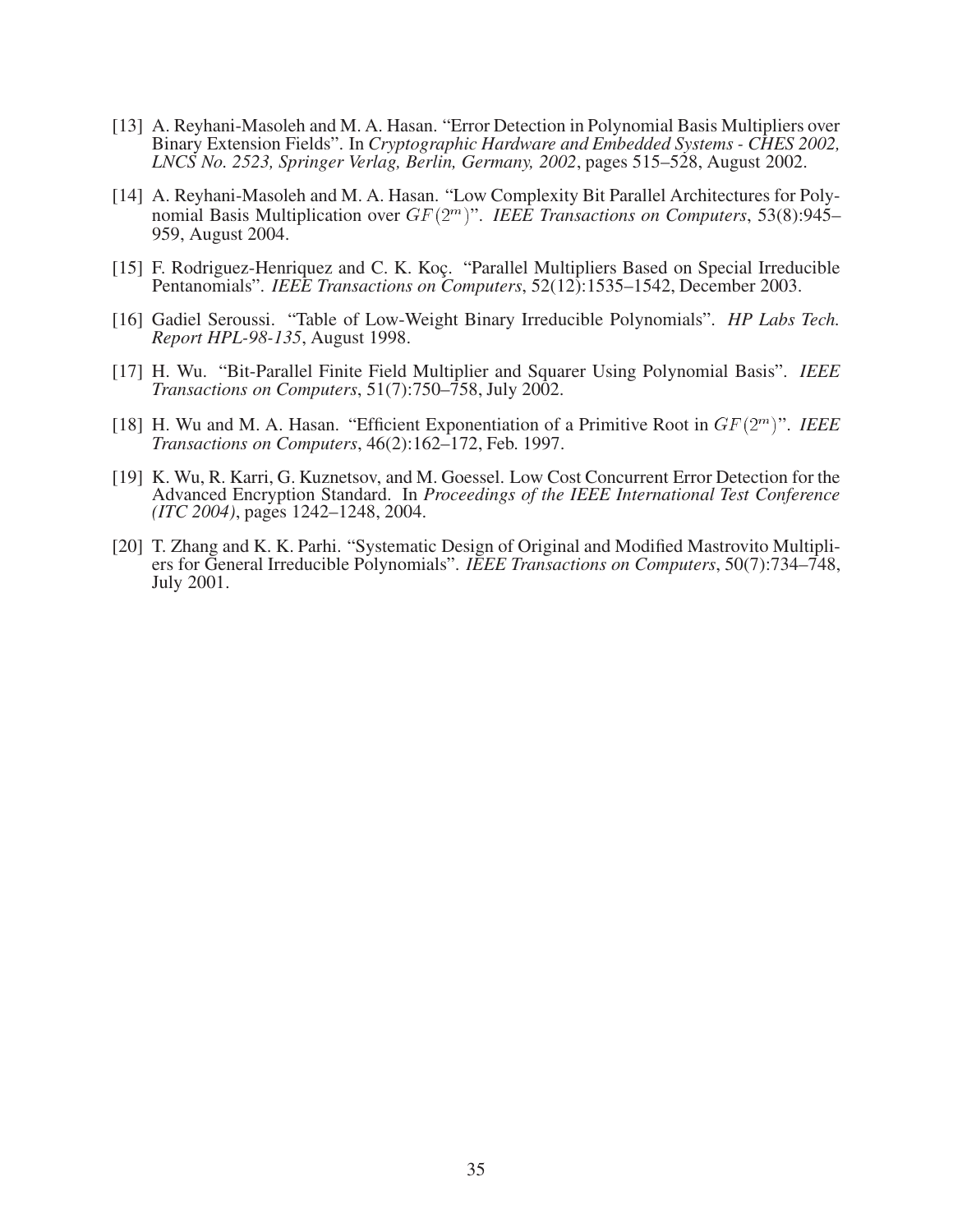[13] A. Reyhani-Masoleh and M. A. Hasan. "Error Detection in Polynomial Basis Multipliers over Binary Extension Fields". In *Cryptographic Hardware and Embedded Systems - CHES 2002, LNCS No. 2523, Springer Verlag, Berlin, Germany, 2002*, pages 515–528, August 2002.

[14] A. Reyhani-Masoleh and M. A. Hasan. "Low Complexity Bit Parallel Architectures for Polynomial Basis Multiplication over $GF(2^m)$". *IEEE Transactions on Computers*, 53(8):945–959, August 2004.

[15] F. Rodriguez-Henriquez and C. K. Koç. "Parallel Multipliers Based on Special Irreducible Pentanomials". *IEEE Transactions on Computers*, 52(12):1535–1542, December 2003.

[16] Gadiel Seroussi. "Table of Low-Weight Binary Irreducible Polynomials". *HP Labs Tech. Report HPL-98-135*, August 1998.

[17] H. Wu. "Bit-Parallel Finite Field Multiplier and Squarer Using Polynomial Basis". *IEEE Transactions on Computers*, 51(7):750–758, July 2002.

[18] H. Wu and M. A. Hasan. "Efficient Exponentiation of a Primitive Root in $GF(2^m)$". *IEEE Transactions on Computers*, 46(2):162–172, Feb. 1997.

[19] K. Wu, R. Karri, G. Kuznetsov, and M. Goessel. Low Cost Concurrent Error Detection for the Advanced Encryption Standard. In *Proceedings of the IEEE International Test Conference (ITC 2004)*, pages 1242–1248, 2004.

[20] T. Zhang and K. K. Parhi. "Systematic Design of Original and Modified Mastrovito Multipliers for General Irreducible Polynomials". *IEEE Transactions on Computers*, 50(7):734–748, July 2001.